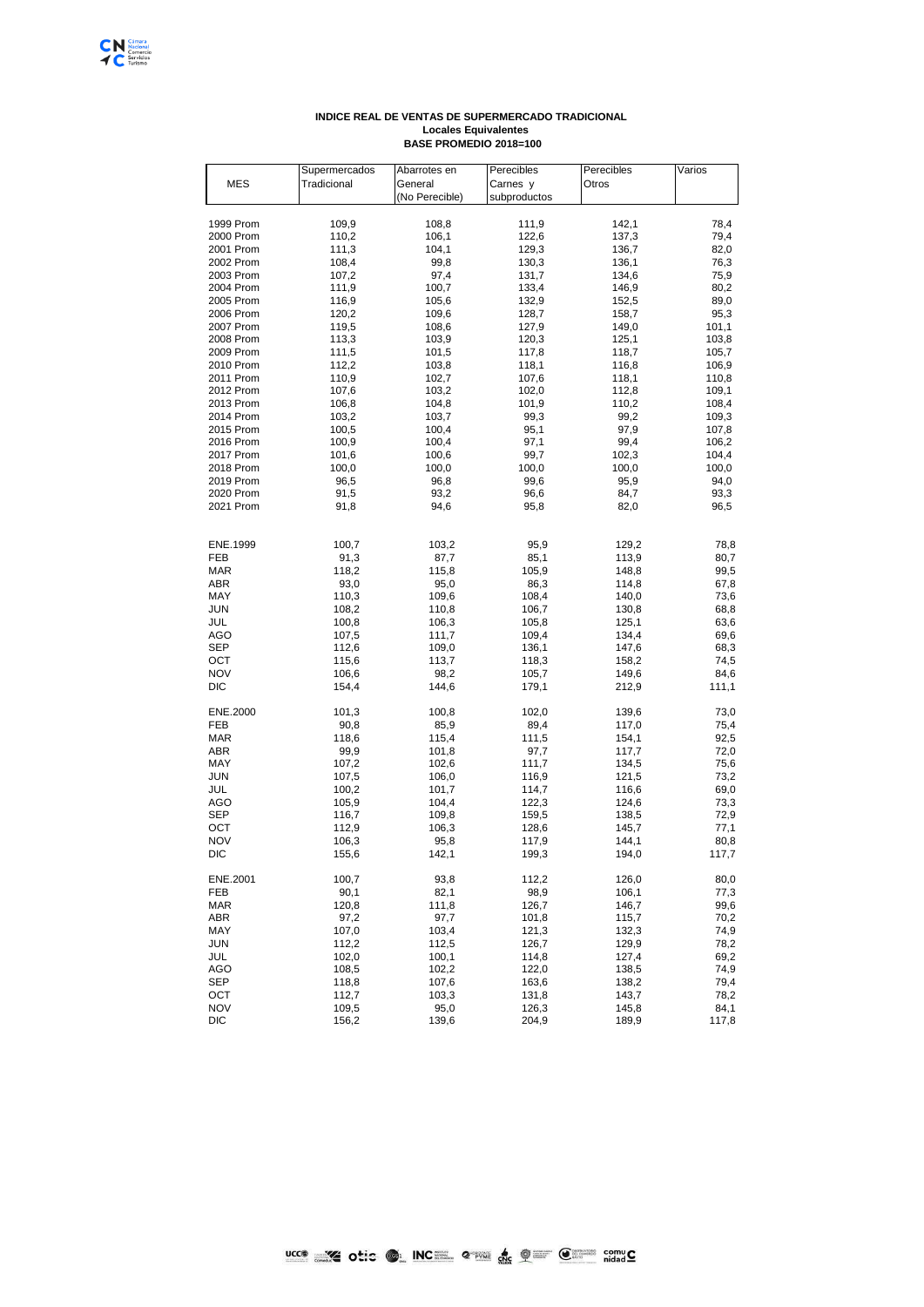**INDICE REAL DE VENTAS DE SUPERMERCADO TRADICIONAL**
**Locales Equivalentes**
**BASE PROMEDIO 2018=100**

| MES | Supermercados Tradicional | Abarrotes en General (No Perecible) | Perecibles Carnes y subproductos | Perecibles Otros | Varios |
|---|---|---|---|---|---|
| 1999 Prom | 109,9 | 108,8 | 111,9 | 142,1 | 78,4 |
| 2000 Prom | 110,2 | 106,1 | 122,6 | 137,3 | 79,4 |
| 2001 Prom | 111,3 | 104,1 | 129,3 | 136,7 | 82,0 |
| 2002 Prom | 108,4 | 99,8 | 130,3 | 136,1 | 76,3 |
| 2003 Prom | 107,2 | 97,4 | 131,7 | 134,6 | 75,9 |
| 2004 Prom | 111,9 | 100,7 | 133,4 | 146,9 | 80,2 |
| 2005 Prom | 116,9 | 105,6 | 132,9 | 152,5 | 89,0 |
| 2006 Prom | 120,2 | 109,6 | 128,7 | 158,7 | 95,3 |
| 2007 Prom | 119,5 | 108,6 | 127,9 | 149,0 | 101,1 |
| 2008 Prom | 113,3 | 103,9 | 120,3 | 125,1 | 103,8 |
| 2009 Prom | 111,5 | 101,5 | 117,8 | 118,7 | 105,7 |
| 2010 Prom | 112,2 | 103,8 | 118,1 | 116,8 | 106,9 |
| 2011 Prom | 110,9 | 102,7 | 107,6 | 118,1 | 110,8 |
| 2012 Prom | 107,6 | 103,2 | 102,0 | 112,8 | 109,1 |
| 2013 Prom | 106,8 | 104,8 | 101,9 | 110,2 | 108,4 |
| 2014 Prom | 103,2 | 103,7 | 99,3 | 99,2 | 109,3 |
| 2015 Prom | 100,5 | 100,4 | 95,1 | 97,9 | 107,8 |
| 2016 Prom | 100,9 | 100,4 | 97,1 | 99,4 | 106,2 |
| 2017 Prom | 101,6 | 100,6 | 99,7 | 102,3 | 104,4 |
| 2018 Prom | 100,0 | 100,0 | 100,0 | 100,0 | 100,0 |
| 2019 Prom | 96,5 | 96,8 | 99,6 | 95,9 | 94,0 |
| 2020 Prom | 91,5 | 93,2 | 96,6 | 84,7 | 93,3 |
| 2021 Prom | 91,8 | 94,6 | 95,8 | 82,0 | 96,5 |
| | | | | | |
| ENE.1999 | 100,7 | 103,2 | 95,9 | 129,2 | 78,8 |
| FEB | 91,3 | 87,7 | 85,1 | 113,9 | 80,7 |
| MAR | 118,2 | 115,8 | 105,9 | 148,8 | 99,5 |
| ABR | 93,0 | 95,0 | 86,3 | 114,8 | 67,8 |
| MAY | 110,3 | 109,6 | 108,4 | 140,0 | 73,6 |
| JUN | 108,2 | 110,8 | 106,7 | 130,8 | 68,8 |
| JUL | 100,8 | 106,3 | 105,8 | 125,1 | 63,6 |
| AGO | 107,5 | 111,7 | 109,4 | 134,4 | 69,6 |
| SEP | 112,6 | 109,0 | 136,1 | 147,6 | 68,3 |
| OCT | 115,6 | 113,7 | 118,3 | 158,2 | 74,5 |
| NOV | 106,6 | 98,2 | 105,7 | 149,6 | 84,6 |
| DIC | 154,4 | 144,6 | 179,1 | 212,9 | 111,1 |
| | | | | | |
| ENE.2000 | 101,3 | 100,8 | 102,0 | 139,6 | 73,0 |
| FEB | 90,8 | 85,9 | 89,4 | 117,0 | 75,4 |
| MAR | 118,6 | 115,4 | 111,5 | 154,1 | 92,5 |
| ABR | 99,9 | 101,8 | 97,7 | 117,7 | 72,0 |
| MAY | 107,2 | 102,6 | 111,7 | 134,5 | 75,6 |
| JUN | 107,5 | 106,0 | 116,9 | 121,5 | 73,2 |
| JUL | 100,2 | 101,7 | 114,7 | 116,6 | 69,0 |
| AGO | 105,9 | 104,4 | 122,3 | 124,6 | 73,3 |
| SEP | 116,7 | 109,8 | 159,5 | 138,5 | 72,9 |
| OCT | 112,9 | 106,3 | 128,6 | 145,7 | 77,1 |
| NOV | 106,3 | 95,8 | 117,9 | 144,1 | 80,8 |
| DIC | 155,6 | 142,1 | 199,3 | 194,0 | 117,7 |
| | | | | | |
| ENE.2001 | 100,7 | 93,8 | 112,2 | 126,0 | 80,0 |
| FEB | 90,1 | 82,1 | 98,9 | 106,1 | 77,3 |
| MAR | 120,8 | 111,8 | 126,7 | 146,7 | 99,6 |
| ABR | 97,2 | 97,7 | 101,8 | 115,7 | 70,2 |
| MAY | 107,0 | 103,4 | 121,3 | 132,3 | 74,9 |
| JUN | 112,2 | 112,5 | 126,7 | 129,9 | 78,2 |
| JUL | 102,0 | 100,1 | 114,8 | 127,4 | 69,2 |
| AGO | 108,5 | 102,2 | 122,0 | 138,5 | 74,9 |
| SEP | 118,8 | 107,6 | 163,6 | 138,2 | 79,4 |
| OCT | 112,7 | 103,3 | 131,8 | 143,7 | 78,2 |
| NOV | 109,5 | 95,0 | 126,3 | 145,8 | 84,1 |
| DIC | 156,2 | 139,6 | 204,9 | 189,9 | 117,8 |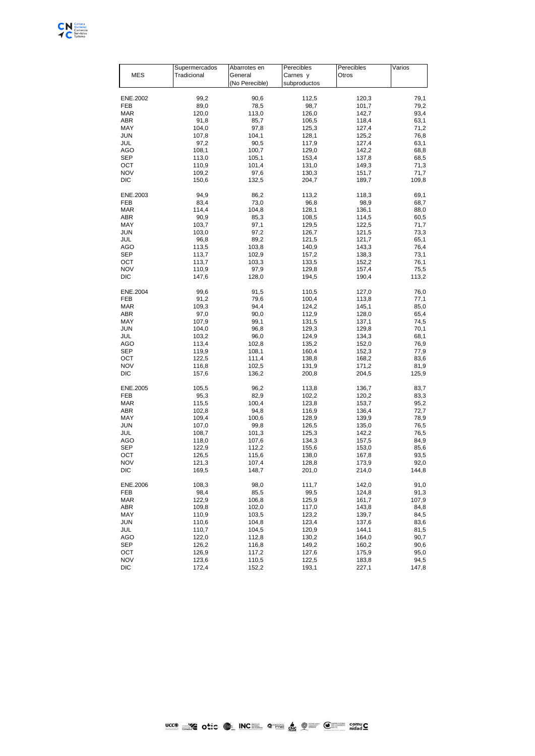| MES | Supermercados Tradicional | Abarrotes en General (No Perecible) | Perecibles Carnes y subproductos | Perecibles Otros | Varios |
|---|---|---|---|---|---|
| ENE.2002 | 99,2 | 90,6 | 112,5 | 120,3 | 79,1 |
| FEB | 89,0 | 78,5 | 98,7 | 101,7 | 79,2 |
| MAR | 120,0 | 113,0 | 126,0 | 142,7 | 93,4 |
| ABR | 91,8 | 85,7 | 106,5 | 118,4 | 63,1 |
| MAY | 104,0 | 97,8 | 125,3 | 127,4 | 71,2 |
| JUN | 107,8 | 104,1 | 128,1 | 125,2 | 76,8 |
| JUL | 97,2 | 90,5 | 117,9 | 127,4 | 63,1 |
| AGO | 108,1 | 100,7 | 129,0 | 142,2 | 68,8 |
| SEP | 113,0 | 105,1 | 153,4 | 137,8 | 68,5 |
| OCT | 110,9 | 101,4 | 131,0 | 149,3 | 71,3 |
| NOV | 109,2 | 97,6 | 130,3 | 151,7 | 71,7 |
| DIC | 150,6 | 132,5 | 204,7 | 189,7 | 109,8 |
| ENE.2003 | 94,9 | 86,2 | 113,2 | 118,3 | 69,1 |
| FEB | 83,4 | 73,0 | 96,8 | 98,9 | 68,7 |
| MAR | 114,4 | 104,8 | 128,1 | 136,1 | 88,0 |
| ABR | 90,9 | 85,3 | 108,5 | 114,5 | 60,5 |
| MAY | 103,7 | 97,1 | 129,5 | 122,5 | 71,7 |
| JUN | 103,0 | 97,2 | 126,7 | 121,5 | 73,3 |
| JUL | 96,8 | 89,2 | 121,5 | 121,7 | 65,1 |
| AGO | 113,5 | 103,8 | 140,9 | 143,3 | 76,4 |
| SEP | 113,7 | 102,9 | 157,2 | 138,3 | 73,1 |
| OCT | 113,7 | 103,3 | 133,5 | 152,2 | 76,1 |
| NOV | 110,9 | 97,9 | 129,8 | 157,4 | 75,5 |
| DIC | 147,6 | 128,0 | 194,5 | 190,4 | 113,2 |
| ENE.2004 | 99,6 | 91,5 | 110,5 | 127,0 | 76,0 |
| FEB | 91,2 | 79,6 | 100,4 | 113,8 | 77,1 |
| MAR | 109,3 | 94,4 | 124,2 | 145,1 | 85,0 |
| ABR | 97,0 | 90,0 | 112,9 | 128,0 | 65,4 |
| MAY | 107,9 | 99,1 | 131,5 | 137,1 | 74,5 |
| JUN | 104,0 | 96,8 | 129,3 | 129,8 | 70,1 |
| JUL | 103,2 | 96,0 | 124,9 | 134,3 | 68,1 |
| AGO | 113,4 | 102,8 | 135,2 | 152,0 | 76,9 |
| SEP | 119,9 | 108,1 | 160,4 | 152,3 | 77,9 |
| OCT | 122,5 | 111,4 | 138,8 | 168,2 | 83,6 |
| NOV | 116,8 | 102,5 | 131,9 | 171,2 | 81,9 |
| DIC | 157,6 | 136,2 | 200,8 | 204,5 | 125,9 |
| ENE.2005 | 105,5 | 96,2 | 113,8 | 136,7 | 83,7 |
| FEB | 95,3 | 82,9 | 102,2 | 120,2 | 83,3 |
| MAR | 115,5 | 100,4 | 123,8 | 153,7 | 95,2 |
| ABR | 102,8 | 94,8 | 116,9 | 136,4 | 72,7 |
| MAY | 109,4 | 100,6 | 128,9 | 139,9 | 78,9 |
| JUN | 107,0 | 99,8 | 126,5 | 135,0 | 76,5 |
| JUL | 108,7 | 101,3 | 125,3 | 142,2 | 76,5 |
| AGO | 118,0 | 107,6 | 134,3 | 157,5 | 84,9 |
| SEP | 122,9 | 112,2 | 155,6 | 153,0 | 85,6 |
| OCT | 126,5 | 115,6 | 138,0 | 167,8 | 93,5 |
| NOV | 121,3 | 107,4 | 128,8 | 173,9 | 92,0 |
| DIC | 169,5 | 148,7 | 201,0 | 214,0 | 144,8 |
| ENE.2006 | 108,3 | 98,0 | 111,7 | 142,0 | 91,0 |
| FEB | 98,4 | 85,5 | 99,5 | 124,8 | 91,3 |
| MAR | 122,9 | 106,8 | 125,9 | 161,7 | 107,9 |
| ABR | 109,8 | 102,0 | 117,0 | 143,8 | 84,8 |
| MAY | 110,9 | 103,5 | 123,2 | 139,7 | 84,5 |
| JUN | 110,6 | 104,8 | 123,4 | 137,6 | 83,6 |
| JUL | 110,7 | 104,5 | 120,9 | 144,1 | 81,5 |
| AGO | 122,0 | 112,8 | 130,2 | 164,0 | 90,7 |
| SEP | 126,2 | 116,8 | 149,2 | 160,2 | 90,6 |
| OCT | 126,9 | 117,2 | 127,6 | 175,9 | 95,0 |
| NOV | 123,6 | 110,5 | 122,5 | 183,8 | 94,5 |
| DIC | 172,4 | 152,2 | 193,1 | 227,1 | 147,8 |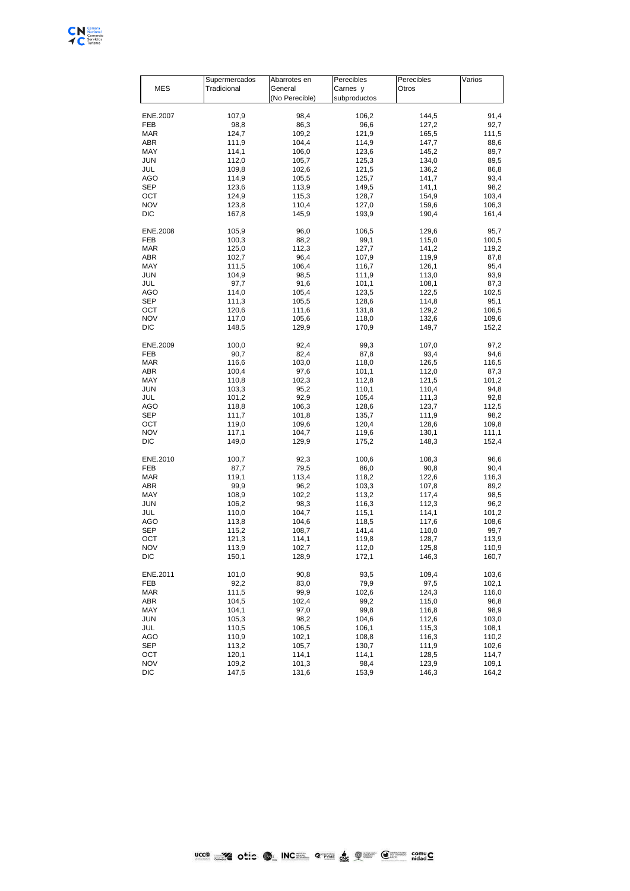| MES | Supermercados Tradicional | Abarrotes en General (No Perecible) | Perecibles Carnes y subproductos | Perecibles Otros | Varios |
|---|---|---|---|---|---|
| ENE.2007 | 107,9 | 98,4 | 106,2 | 144,5 | 91,4 |
| FEB | 98,8 | 86,3 | 96,6 | 127,2 | 92,7 |
| MAR | 124,7 | 109,2 | 121,9 | 165,5 | 111,5 |
| ABR | 111,9 | 104,4 | 114,9 | 147,7 | 88,6 |
| MAY | 114,1 | 106,0 | 123,6 | 145,2 | 89,7 |
| JUN | 112,0 | 105,7 | 125,3 | 134,0 | 89,5 |
| JUL | 109,8 | 102,6 | 121,5 | 136,2 | 86,8 |
| AGO | 114,9 | 105,5 | 125,7 | 141,7 | 93,4 |
| SEP | 123,6 | 113,9 | 149,5 | 141,1 | 98,2 |
| OCT | 124,9 | 115,3 | 128,7 | 154,9 | 103,4 |
| NOV | 123,8 | 110,4 | 127,0 | 159,6 | 106,3 |
| DIC | 167,8 | 145,9 | 193,9 | 190,4 | 161,4 |
| ENE.2008 | 105,9 | 96,0 | 106,5 | 129,6 | 95,7 |
| FEB | 100,3 | 88,2 | 99,1 | 115,0 | 100,5 |
| MAR | 125,0 | 112,3 | 127,7 | 141,2 | 119,2 |
| ABR | 102,7 | 96,4 | 107,9 | 119,9 | 87,8 |
| MAY | 111,5 | 106,4 | 116,7 | 126,1 | 95,4 |
| JUN | 104,9 | 98,5 | 111,9 | 113,0 | 93,9 |
| JUL | 97,7 | 91,6 | 101,1 | 108,1 | 87,3 |
| AGO | 114,0 | 105,4 | 123,5 | 122,5 | 102,5 |
| SEP | 111,3 | 105,5 | 128,6 | 114,8 | 95,1 |
| OCT | 120,6 | 111,6 | 131,8 | 129,2 | 106,5 |
| NOV | 117,0 | 105,6 | 118,0 | 132,6 | 109,6 |
| DIC | 148,5 | 129,9 | 170,9 | 149,7 | 152,2 |
| ENE.2009 | 100,0 | 92,4 | 99,3 | 107,0 | 97,2 |
| FEB | 90,7 | 82,4 | 87,8 | 93,4 | 94,6 |
| MAR | 116,6 | 103,0 | 118,0 | 126,5 | 116,5 |
| ABR | 100,4 | 97,6 | 101,1 | 112,0 | 87,3 |
| MAY | 110,8 | 102,3 | 112,8 | 121,5 | 101,2 |
| JUN | 103,3 | 95,2 | 110,1 | 110,4 | 94,8 |
| JUL | 101,2 | 92,9 | 105,4 | 111,3 | 92,8 |
| AGO | 118,8 | 106,3 | 128,6 | 123,7 | 112,5 |
| SEP | 111,7 | 101,8 | 135,7 | 111,9 | 98,2 |
| OCT | 119,0 | 109,6 | 120,4 | 128,6 | 109,8 |
| NOV | 117,1 | 104,7 | 119,6 | 130,1 | 111,1 |
| DIC | 149,0 | 129,9 | 175,2 | 148,3 | 152,4 |
| ENE.2010 | 100,7 | 92,3 | 100,6 | 108,3 | 96,6 |
| FEB | 87,7 | 79,5 | 86,0 | 90,8 | 90,4 |
| MAR | 119,1 | 113,4 | 118,2 | 122,6 | 116,3 |
| ABR | 99,9 | 96,2 | 103,3 | 107,8 | 89,2 |
| MAY | 108,9 | 102,2 | 113,2 | 117,4 | 98,5 |
| JUN | 106,2 | 98,3 | 116,3 | 112,3 | 96,2 |
| JUL | 110,0 | 104,7 | 115,1 | 114,1 | 101,2 |
| AGO | 113,8 | 104,6 | 118,5 | 117,6 | 108,6 |
| SEP | 115,2 | 108,7 | 141,4 | 110,0 | 99,7 |
| OCT | 121,3 | 114,1 | 119,8 | 128,7 | 113,9 |
| NOV | 113,9 | 102,7 | 112,0 | 125,8 | 110,9 |
| DIC | 150,1 | 128,9 | 172,1 | 146,3 | 160,7 |
| ENE.2011 | 101,0 | 90,8 | 93,5 | 109,4 | 103,6 |
| FEB | 92,2 | 83,0 | 79,9 | 97,5 | 102,1 |
| MAR | 111,5 | 99,9 | 102,6 | 124,3 | 116,0 |
| ABR | 104,5 | 102,4 | 99,2 | 115,0 | 96,8 |
| MAY | 104,1 | 97,0 | 99,8 | 116,8 | 98,9 |
| JUN | 105,3 | 98,2 | 104,6 | 112,6 | 103,0 |
| JUL | 110,5 | 106,5 | 106,1 | 115,3 | 108,1 |
| AGO | 110,9 | 102,1 | 108,8 | 116,3 | 110,2 |
| SEP | 113,2 | 105,7 | 130,7 | 111,9 | 102,6 |
| OCT | 120,1 | 114,1 | 114,1 | 128,5 | 114,7 |
| NOV | 109,2 | 101,3 | 98,4 | 123,9 | 109,1 |
| DIC | 147,5 | 131,6 | 153,9 | 146,3 | 164,2 |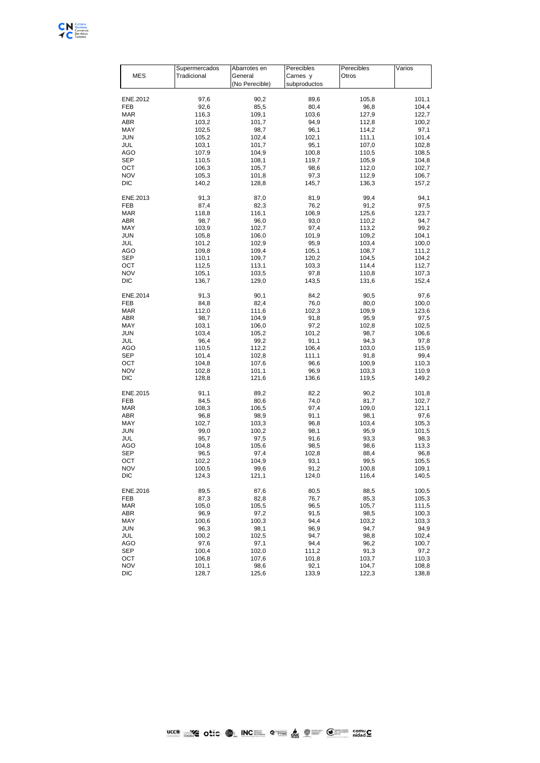| MES | Supermercados Tradicional | Abarrotes en General (No Perecible) | Perecibles Carnes y subproductos | Perecibles Otros | Varios |
|---|---|---|---|---|---|
| ENE.2012 | 97,6 | 90,2 | 89,6 | 105,8 | 101,1 |
| FEB | 92,6 | 85,5 | 80,4 | 96,8 | 104,4 |
| MAR | 116,3 | 109,1 | 103,6 | 127,9 | 122,7 |
| ABR | 103,2 | 101,7 | 94,9 | 112,8 | 100,2 |
| MAY | 102,5 | 98,7 | 96,1 | 114,2 | 97,1 |
| JUN | 105,2 | 102,4 | 102,1 | 111,1 | 101,4 |
| JUL | 103,1 | 101,7 | 95,1 | 107,0 | 102,8 |
| AGO | 107,9 | 104,9 | 100,8 | 110,5 | 108,5 |
| SEP | 110,5 | 108,1 | 119,7 | 105,9 | 104,8 |
| OCT | 106,3 | 105,7 | 98,6 | 112,0 | 102,7 |
| NOV | 105,3 | 101,8 | 97,3 | 112,9 | 106,7 |
| DIC | 140,2 | 128,8 | 145,7 | 136,3 | 157,2 |
| ENE.2013 | 91,3 | 87,0 | 81,9 | 99,4 | 94,1 |
| FEB | 87,4 | 82,3 | 76,2 | 91,2 | 97,5 |
| MAR | 118,8 | 116,1 | 106,9 | 125,6 | 123,7 |
| ABR | 98,7 | 96,0 | 93,0 | 110,2 | 94,7 |
| MAY | 103,9 | 102,7 | 97,4 | 113,2 | 99,2 |
| JUN | 105,8 | 106,0 | 101,9 | 109,2 | 104,1 |
| JUL | 101,2 | 102,9 | 95,9 | 103,4 | 100,0 |
| AGO | 109,8 | 109,4 | 105,1 | 108,7 | 111,2 |
| SEP | 110,1 | 109,7 | 120,2 | 104,5 | 104,2 |
| OCT | 112,5 | 113,1 | 103,3 | 114,4 | 112,7 |
| NOV | 105,1 | 103,5 | 97,8 | 110,8 | 107,3 |
| DIC | 136,7 | 129,0 | 143,5 | 131,6 | 152,4 |
| ENE.2014 | 91,3 | 90,1 | 84,2 | 90,5 | 97,6 |
| FEB | 84,8 | 82,4 | 76,0 | 80,0 | 100,0 |
| MAR | 112,0 | 111,6 | 102,3 | 109,9 | 123,6 |
| ABR | 98,7 | 104,9 | 91,8 | 95,9 | 97,5 |
| MAY | 103,1 | 106,0 | 97,2 | 102,8 | 102,5 |
| JUN | 103,4 | 105,2 | 101,2 | 98,7 | 106,6 |
| JUL | 96,4 | 99,2 | 91,1 | 94,3 | 97,8 |
| AGO | 110,5 | 112,2 | 106,4 | 103,0 | 115,9 |
| SEP | 101,4 | 102,8 | 111,1 | 91,8 | 99,4 |
| OCT | 104,8 | 107,6 | 96,6 | 100,9 | 110,3 |
| NOV | 102,8 | 101,1 | 96,9 | 103,3 | 110,9 |
| DIC | 128,8 | 121,6 | 136,6 | 119,5 | 149,2 |
| ENE.2015 | 91,1 | 89,2 | 82,2 | 90,2 | 101,8 |
| FEB | 84,5 | 80,6 | 74,0 | 81,7 | 102,7 |
| MAR | 108,3 | 106,5 | 97,4 | 109,0 | 121,1 |
| ABR | 96,8 | 98,9 | 91,1 | 98,1 | 97,6 |
| MAY | 102,7 | 103,3 | 96,8 | 103,4 | 105,3 |
| JUN | 99,0 | 100,2 | 98,1 | 95,9 | 101,5 |
| JUL | 95,7 | 97,5 | 91,6 | 93,3 | 98,3 |
| AGO | 104,8 | 105,6 | 98,5 | 98,6 | 113,3 |
| SEP | 96,5 | 97,4 | 102,8 | 88,4 | 96,8 |
| OCT | 102,2 | 104,9 | 93,1 | 99,5 | 105,5 |
| NOV | 100,5 | 99,6 | 91,2 | 100,8 | 109,1 |
| DIC | 124,3 | 121,1 | 124,0 | 116,4 | 140,5 |
| ENE.2016 | 89,5 | 87,6 | 80,5 | 88,5 | 100,5 |
| FEB | 87,3 | 82,8 | 76,7 | 85,3 | 105,3 |
| MAR | 105,0 | 105,5 | 96,5 | 105,7 | 111,5 |
| ABR | 96,9 | 97,2 | 91,5 | 98,5 | 100,3 |
| MAY | 100,6 | 100,3 | 94,4 | 103,2 | 103,3 |
| JUN | 96,3 | 98,1 | 96,9 | 94,7 | 94,9 |
| JUL | 100,2 | 102,5 | 94,7 | 98,8 | 102,4 |
| AGO | 97,6 | 97,1 | 94,4 | 96,2 | 100,7 |
| SEP | 100,4 | 102,0 | 111,2 | 91,3 | 97,2 |
| OCT | 106,8 | 107,6 | 101,8 | 103,7 | 110,3 |
| NOV | 101,1 | 98,6 | 92,1 | 104,7 | 108,8 |
| DIC | 128,7 | 125,6 | 133,9 | 122,3 | 138,8 |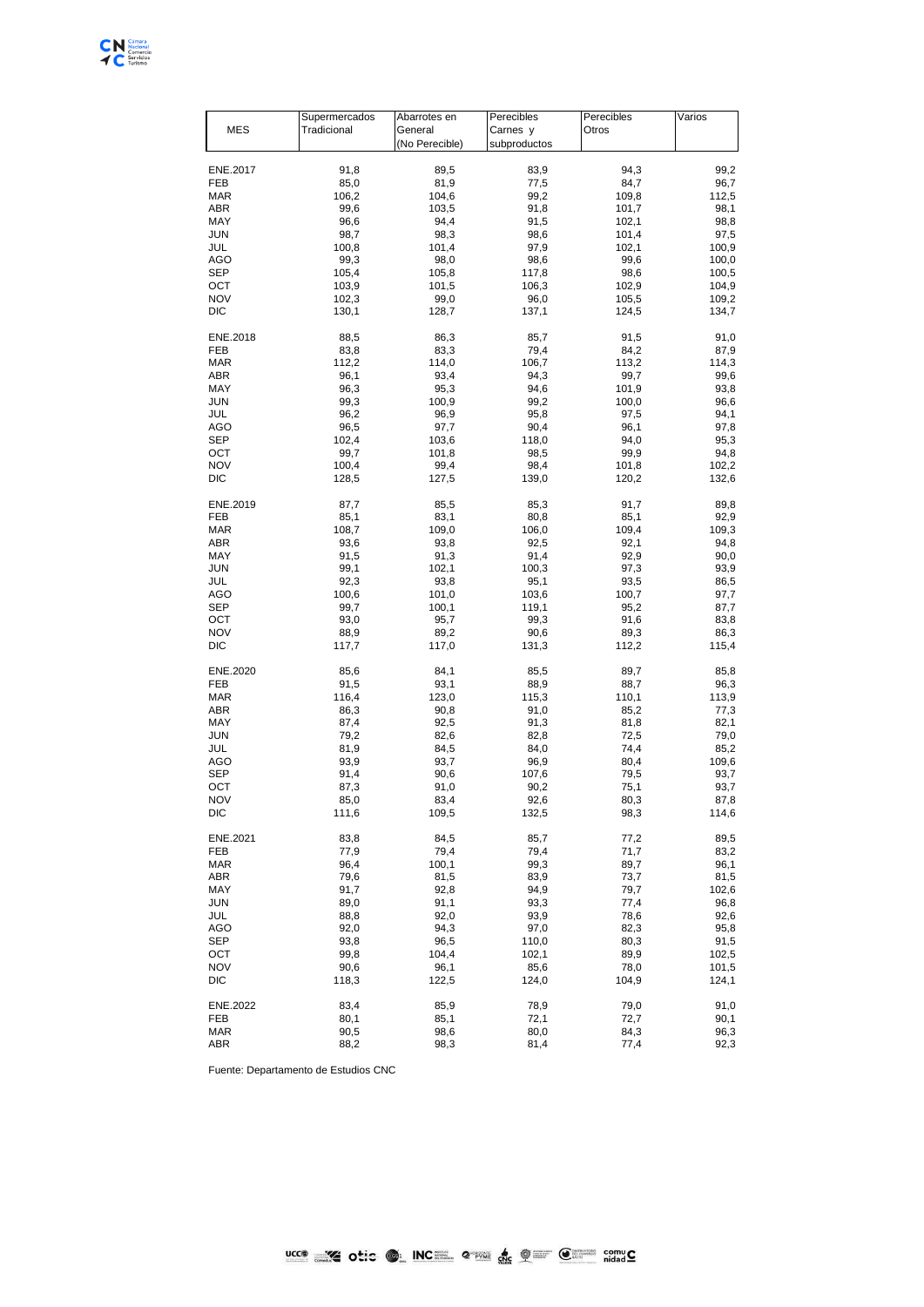| MES | Supermercados Tradicional | Abarrotes en General (No Perecible) | Perecibles Carnes y subproductos | Perecibles Otros | Varios |
|---|---|---|---|---|---|
| ENE.2017 | 91,8 | 89,5 | 83,9 | 94,3 | 99,2 |
| FEB | 85,0 | 81,9 | 77,5 | 84,7 | 96,7 |
| MAR | 106,2 | 104,6 | 99,2 | 109,8 | 112,5 |
| ABR | 99,6 | 103,5 | 91,8 | 101,7 | 98,1 |
| MAY | 96,6 | 94,4 | 91,5 | 102,1 | 98,8 |
| JUN | 98,7 | 98,3 | 98,6 | 101,4 | 97,5 |
| JUL | 100,8 | 101,4 | 97,9 | 102,1 | 100,9 |
| AGO | 99,3 | 98,0 | 98,6 | 99,6 | 100,0 |
| SEP | 105,4 | 105,8 | 117,8 | 98,6 | 100,5 |
| OCT | 103,9 | 101,5 | 106,3 | 102,9 | 104,9 |
| NOV | 102,3 | 99,0 | 96,0 | 105,5 | 109,2 |
| DIC | 130,1 | 128,7 | 137,1 | 124,5 | 134,7 |
| ENE.2018 | 88,5 | 86,3 | 85,7 | 91,5 | 91,0 |
| FEB | 83,8 | 83,3 | 79,4 | 84,2 | 87,9 |
| MAR | 112,2 | 114,0 | 106,7 | 113,2 | 114,3 |
| ABR | 96,1 | 93,4 | 94,3 | 99,7 | 99,6 |
| MAY | 96,3 | 95,3 | 94,6 | 101,9 | 93,8 |
| JUN | 99,3 | 100,9 | 99,2 | 100,0 | 96,6 |
| JUL | 96,2 | 96,9 | 95,8 | 97,5 | 94,1 |
| AGO | 96,5 | 97,7 | 90,4 | 96,1 | 97,8 |
| SEP | 102,4 | 103,6 | 118,0 | 94,0 | 95,3 |
| OCT | 99,7 | 101,8 | 98,5 | 99,9 | 94,8 |
| NOV | 100,4 | 99,4 | 98,4 | 101,8 | 102,2 |
| DIC | 128,5 | 127,5 | 139,0 | 120,2 | 132,6 |
| ENE.2019 | 87,7 | 85,5 | 85,3 | 91,7 | 89,8 |
| FEB | 85,1 | 83,1 | 80,8 | 85,1 | 92,9 |
| MAR | 108,7 | 109,0 | 106,0 | 109,4 | 109,3 |
| ABR | 93,6 | 93,8 | 92,5 | 92,1 | 94,8 |
| MAY | 91,5 | 91,3 | 91,4 | 92,9 | 90,0 |
| JUN | 99,1 | 102,1 | 100,3 | 97,3 | 93,9 |
| JUL | 92,3 | 93,8 | 95,1 | 93,5 | 86,5 |
| AGO | 100,6 | 101,0 | 103,6 | 100,7 | 97,7 |
| SEP | 99,7 | 100,1 | 119,1 | 95,2 | 87,7 |
| OCT | 93,0 | 95,7 | 99,3 | 91,6 | 83,8 |
| NOV | 88,9 | 89,2 | 90,6 | 89,3 | 86,3 |
| DIC | 117,7 | 117,0 | 131,3 | 112,2 | 115,4 |
| ENE.2020 | 85,6 | 84,1 | 85,5 | 89,7 | 85,8 |
| FEB | 91,5 | 93,1 | 88,9 | 88,7 | 96,3 |
| MAR | 116,4 | 123,0 | 115,3 | 110,1 | 113,9 |
| ABR | 86,3 | 90,8 | 91,0 | 85,2 | 77,3 |
| MAY | 87,4 | 92,5 | 91,3 | 81,8 | 82,1 |
| JUN | 79,2 | 82,6 | 82,8 | 72,5 | 79,0 |
| JUL | 81,9 | 84,5 | 84,0 | 74,4 | 85,2 |
| AGO | 93,9 | 93,7 | 96,9 | 80,4 | 109,6 |
| SEP | 91,4 | 90,6 | 107,6 | 79,5 | 93,7 |
| OCT | 87,3 | 91,0 | 90,2 | 75,1 | 93,7 |
| NOV | 85,0 | 83,4 | 92,6 | 80,3 | 87,8 |
| DIC | 111,6 | 109,5 | 132,5 | 98,3 | 114,6 |
| ENE.2021 | 83,8 | 84,5 | 85,7 | 77,2 | 89,5 |
| FEB | 77,9 | 79,4 | 79,4 | 71,7 | 83,2 |
| MAR | 96,4 | 100,1 | 99,3 | 89,7 | 96,1 |
| ABR | 79,6 | 81,5 | 83,9 | 73,7 | 81,5 |
| MAY | 91,7 | 92,8 | 94,9 | 79,7 | 102,6 |
| JUN | 89,0 | 91,1 | 93,3 | 77,4 | 96,8 |
| JUL | 88,8 | 92,0 | 93,9 | 78,6 | 92,6 |
| AGO | 92,0 | 94,3 | 97,0 | 82,3 | 95,8 |
| SEP | 93,8 | 96,5 | 110,0 | 80,3 | 91,5 |
| OCT | 99,8 | 104,4 | 102,1 | 89,9 | 102,5 |
| NOV | 90,6 | 96,1 | 85,6 | 78,0 | 101,5 |
| DIC | 118,3 | 122,5 | 124,0 | 104,9 | 124,1 |
| ENE.2022 | 83,4 | 85,9 | 78,9 | 79,0 | 91,0 |
| FEB | 80,1 | 85,1 | 72,1 | 72,7 | 90,1 |
| MAR | 90,5 | 98,6 | 80,0 | 84,3 | 96,3 |
| ABR | 88,2 | 98,3 | 81,4 | 77,4 | 92,3 |

Fuente: Departamento de Estudios CNC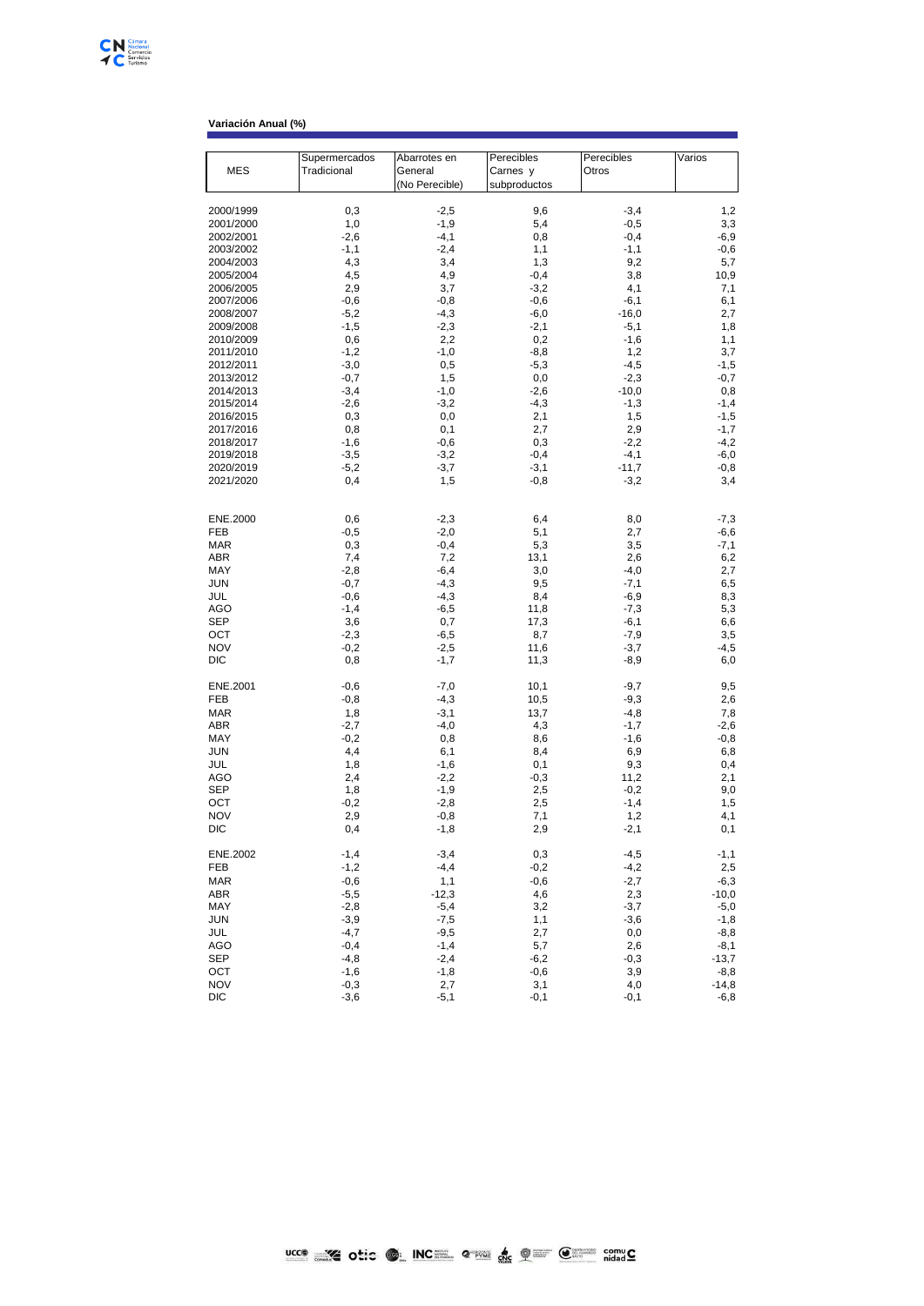**Variación Anual (%)**

| MES | Supermercados Tradicional | Abarrotes en General (No Perecible) | Perecibles Carnes y subproductos | Perecibles Otros | Varios |
|---|---|---|---|---|---|
| 2000/1999 | 0,3 | -2,5 | 9,6 | -3,4 | 1,2 |
| 2001/2000 | 1,0 | -1,9 | 5,4 | -0,5 | 3,3 |
| 2002/2001 | -2,6 | -4,1 | 0,8 | -0,4 | -6,9 |
| 2003/2002 | -1,1 | -2,4 | 1,1 | -1,1 | -0,6 |
| 2004/2003 | 4,3 | 3,4 | 1,3 | 9,2 | 5,7 |
| 2005/2004 | 4,5 | 4,9 | -0,4 | 3,8 | 10,9 |
| 2006/2005 | 2,9 | 3,7 | -3,2 | 4,1 | 7,1 |
| 2007/2006 | -0,6 | -0,8 | -0,6 | -6,1 | 6,1 |
| 2008/2007 | -5,2 | -4,3 | -6,0 | -16,0 | 2,7 |
| 2009/2008 | -1,5 | -2,3 | -2,1 | -5,1 | 1,8 |
| 2010/2009 | 0,6 | 2,2 | 0,2 | -1,6 | 1,1 |
| 2011/2010 | -1,2 | -1,0 | -8,8 | 1,2 | 3,7 |
| 2012/2011 | -3,0 | 0,5 | -5,3 | -4,5 | -1,5 |
| 2013/2012 | -0,7 | 1,5 | 0,0 | -2,3 | -0,7 |
| 2014/2013 | -3,4 | -1,0 | -2,6 | -10,0 | 0,8 |
| 2015/2014 | -2,6 | -3,2 | -4,3 | -1,3 | -1,4 |
| 2016/2015 | 0,3 | 0,0 | 2,1 | 1,5 | -1,5 |
| 2017/2016 | 0,8 | 0,1 | 2,7 | 2,9 | -1,7 |
| 2018/2017 | -1,6 | -0,6 | 0,3 | -2,2 | -4,2 |
| 2019/2018 | -3,5 | -3,2 | -0,4 | -4,1 | -6,0 |
| 2020/2019 | -5,2 | -3,7 | -3,1 | -11,7 | -0,8 |
| 2021/2020 | 0,4 | 1,5 | -0,8 | -3,2 | 3,4 |
| | | | | | |
| ENE.2000 | 0,6 | -2,3 | 6,4 | 8,0 | -7,3 |
| FEB | -0,5 | -2,0 | 5,1 | 2,7 | -6,6 |
| MAR | 0,3 | -0,4 | 5,3 | 3,5 | -7,1 |
| ABR | 7,4 | 7,2 | 13,1 | 2,6 | 6,2 |
| MAY | -2,8 | -6,4 | 3,0 | -4,0 | 2,7 |
| JUN | -0,7 | -4,3 | 9,5 | -7,1 | 6,5 |
| JUL | -0,6 | -4,3 | 8,4 | -6,9 | 8,3 |
| AGO | -1,4 | -6,5 | 11,8 | -7,3 | 5,3 |
| SEP | 3,6 | 0,7 | 17,3 | -6,1 | 6,6 |
| OCT | -2,3 | -6,5 | 8,7 | -7,9 | 3,5 |
| NOV | -0,2 | -2,5 | 11,6 | -3,7 | -4,5 |
| DIC | 0,8 | -1,7 | 11,3 | -8,9 | 6,0 |
| | | | | | |
| ENE.2001 | -0,6 | -7,0 | 10,1 | -9,7 | 9,5 |
| FEB | -0,8 | -4,3 | 10,5 | -9,3 | 2,6 |
| MAR | 1,8 | -3,1 | 13,7 | -4,8 | 7,8 |
| ABR | -2,7 | -4,0 | 4,3 | -1,7 | -2,6 |
| MAY | -0,2 | 0,8 | 8,6 | -1,6 | -0,8 |
| JUN | 4,4 | 6,1 | 8,4 | 6,9 | 6,8 |
| JUL | 1,8 | -1,6 | 0,1 | 9,3 | 0,4 |
| AGO | 2,4 | -2,2 | -0,3 | 11,2 | 2,1 |
| SEP | 1,8 | -1,9 | 2,5 | -0,2 | 9,0 |
| OCT | -0,2 | -2,8 | 2,5 | -1,4 | 1,5 |
| NOV | 2,9 | -0,8 | 7,1 | 1,2 | 4,1 |
| DIC | 0,4 | -1,8 | 2,9 | -2,1 | 0,1 |
| | | | | | |
| ENE.2002 | -1,4 | -3,4 | 0,3 | -4,5 | -1,1 |
| FEB | -1,2 | -4,4 | -0,2 | -4,2 | 2,5 |
| MAR | -0,6 | 1,1 | -0,6 | -2,7 | -6,3 |
| ABR | -5,5 | -12,3 | 4,6 | 2,3 | -10,0 |
| MAY | -2,8 | -5,4 | 3,2 | -3,7 | -5,0 |
| JUN | -3,9 | -7,5 | 1,1 | -3,6 | -1,8 |
| JUL | -4,7 | -9,5 | 2,7 | 0,0 | -8,8 |
| AGO | -0,4 | -1,4 | 5,7 | 2,6 | -8,1 |
| SEP | -4,8 | -2,4 | -6,2 | -0,3 | -13,7 |
| OCT | -1,6 | -1,8 | -0,6 | 3,9 | -8,8 |
| NOV | -0,3 | 2,7 | 3,1 | 4,0 | -14,8 |
| DIC | -3,6 | -5,1 | -0,1 | -0,1 | -6,8 |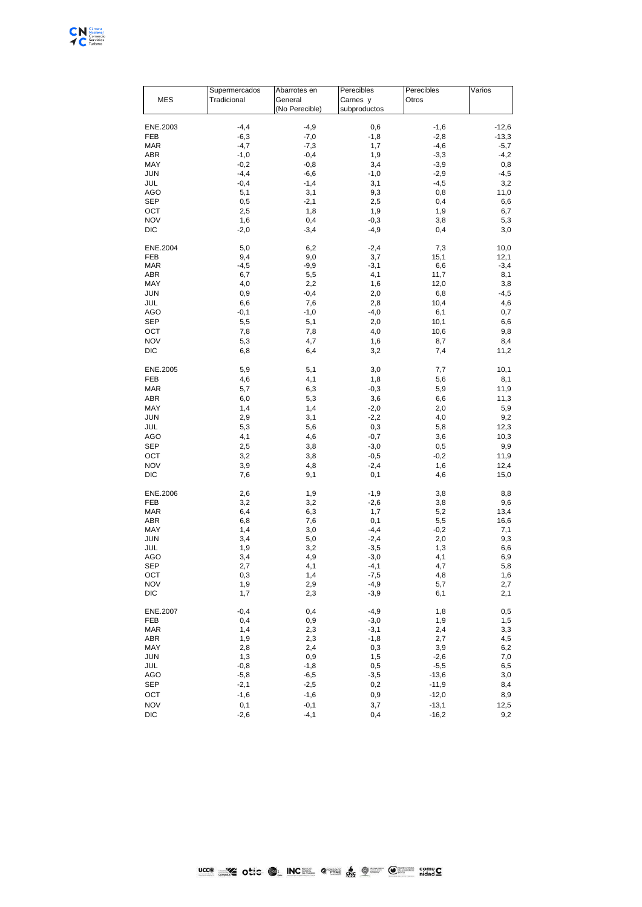| MES | Supermercados Tradicional | Abarrotes en General (No Perecible) | Perecibles Carnes y subproductos | Perecibles Otros | Varios |
|---|---|---|---|---|---|
| ENE.2003 | -4,4 | -4,9 | 0,6 | -1,6 | -12,6 |
| FEB | -6,3 | -7,0 | -1,8 | -2,8 | -13,3 |
| MAR | -4,7 | -7,3 | 1,7 | -4,6 | -5,7 |
| ABR | -1,0 | -0,4 | 1,9 | -3,3 | -4,2 |
| MAY | -0,2 | -0,8 | 3,4 | -3,9 | 0,8 |
| JUN | -4,4 | -6,6 | -1,0 | -2,9 | -4,5 |
| JUL | -0,4 | -1,4 | 3,1 | -4,5 | 3,2 |
| AGO | 5,1 | 3,1 | 9,3 | 0,8 | 11,0 |
| SEP | 0,5 | -2,1 | 2,5 | 0,4 | 6,6 |
| OCT | 2,5 | 1,8 | 1,9 | 1,9 | 6,7 |
| NOV | 1,6 | 0,4 | -0,3 | 3,8 | 5,3 |
| DIC | -2,0 | -3,4 | -4,9 | 0,4 | 3,0 |
| ENE.2004 | 5,0 | 6,2 | -2,4 | 7,3 | 10,0 |
| FEB | 9,4 | 9,0 | 3,7 | 15,1 | 12,1 |
| MAR | -4,5 | -9,9 | -3,1 | 6,6 | -3,4 |
| ABR | 6,7 | 5,5 | 4,1 | 11,7 | 8,1 |
| MAY | 4,0 | 2,2 | 1,6 | 12,0 | 3,8 |
| JUN | 0,9 | -0,4 | 2,0 | 6,8 | -4,5 |
| JUL | 6,6 | 7,6 | 2,8 | 10,4 | 4,6 |
| AGO | -0,1 | -1,0 | -4,0 | 6,1 | 0,7 |
| SEP | 5,5 | 5,1 | 2,0 | 10,1 | 6,6 |
| OCT | 7,8 | 7,8 | 4,0 | 10,6 | 9,8 |
| NOV | 5,3 | 4,7 | 1,6 | 8,7 | 8,4 |
| DIC | 6,8 | 6,4 | 3,2 | 7,4 | 11,2 |
| ENE.2005 | 5,9 | 5,1 | 3,0 | 7,7 | 10,1 |
| FEB | 4,6 | 4,1 | 1,8 | 5,6 | 8,1 |
| MAR | 5,7 | 6,3 | -0,3 | 5,9 | 11,9 |
| ABR | 6,0 | 5,3 | 3,6 | 6,6 | 11,3 |
| MAY | 1,4 | 1,4 | -2,0 | 2,0 | 5,9 |
| JUN | 2,9 | 3,1 | -2,2 | 4,0 | 9,2 |
| JUL | 5,3 | 5,6 | 0,3 | 5,8 | 12,3 |
| AGO | 4,1 | 4,6 | -0,7 | 3,6 | 10,3 |
| SEP | 2,5 | 3,8 | -3,0 | 0,5 | 9,9 |
| OCT | 3,2 | 3,8 | -0,5 | -0,2 | 11,9 |
| NOV | 3,9 | 4,8 | -2,4 | 1,6 | 12,4 |
| DIC | 7,6 | 9,1 | 0,1 | 4,6 | 15,0 |
| ENE.2006 | 2,6 | 1,9 | -1,9 | 3,8 | 8,8 |
| FEB | 3,2 | 3,2 | -2,6 | 3,8 | 9,6 |
| MAR | 6,4 | 6,3 | 1,7 | 5,2 | 13,4 |
| ABR | 6,8 | 7,6 | 0,1 | 5,5 | 16,6 |
| MAY | 1,4 | 3,0 | -4,4 | -0,2 | 7,1 |
| JUN | 3,4 | 5,0 | -2,4 | 2,0 | 9,3 |
| JUL | 1,9 | 3,2 | -3,5 | 1,3 | 6,6 |
| AGO | 3,4 | 4,9 | -3,0 | 4,1 | 6,9 |
| SEP | 2,7 | 4,1 | -4,1 | 4,7 | 5,8 |
| OCT | 0,3 | 1,4 | -7,5 | 4,8 | 1,6 |
| NOV | 1,9 | 2,9 | -4,9 | 5,7 | 2,7 |
| DIC | 1,7 | 2,3 | -3,9 | 6,1 | 2,1 |
| ENE.2007 | -0,4 | 0,4 | -4,9 | 1,8 | 0,5 |
| FEB | 0,4 | 0,9 | -3,0 | 1,9 | 1,5 |
| MAR | 1,4 | 2,3 | -3,1 | 2,4 | 3,3 |
| ABR | 1,9 | 2,3 | -1,8 | 2,7 | 4,5 |
| MAY | 2,8 | 2,4 | 0,3 | 3,9 | 6,2 |
| JUN | 1,3 | 0,9 | 1,5 | -2,6 | 7,0 |
| JUL | -0,8 | -1,8 | 0,5 | -5,5 | 6,5 |
| AGO | -5,8 | -6,5 | -3,5 | -13,6 | 3,0 |
| SEP | -2,1 | -2,5 | 0,2 | -11,9 | 8,4 |
| OCT | -1,6 | -1,6 | 0,9 | -12,0 | 8,9 |
| NOV | 0,1 | -0,1 | 3,7 | -13,1 | 12,5 |
| DIC | -2,6 | -4,1 | 0,4 | -16,2 | 9,2 |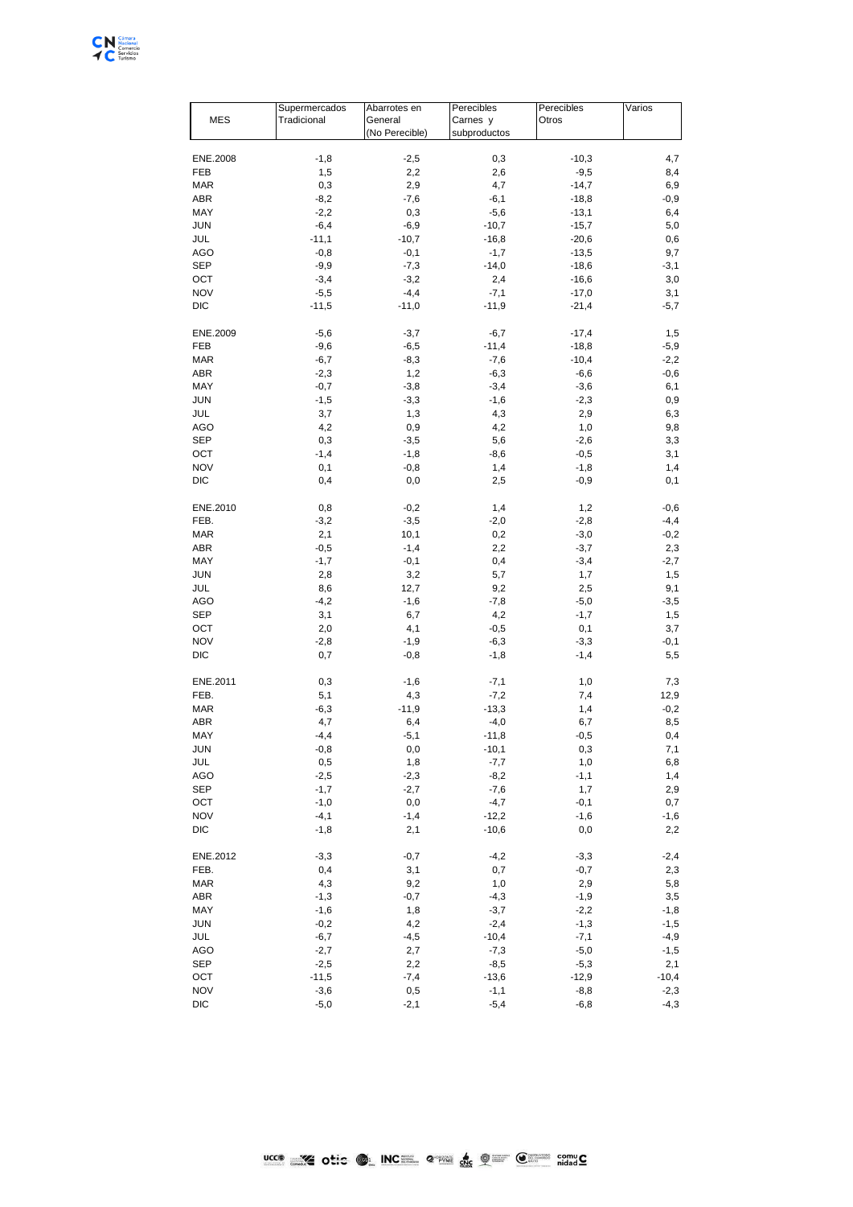| MES | Supermercados Tradicional | Abarrotes en General (No Perecible) | Perecibles Carnes y subproductos | Perecibles Otros | Varios |
|---|---|---|---|---|---|
| ENE.2008 | -1,8 | -2,5 | 0,3 | -10,3 | 4,7 |
| FEB | 1,5 | 2,2 | 2,6 | -9,5 | 8,4 |
| MAR | 0,3 | 2,9 | 4,7 | -14,7 | 6,9 |
| ABR | -8,2 | -7,6 | -6,1 | -18,8 | -0,9 |
| MAY | -2,2 | 0,3 | -5,6 | -13,1 | 6,4 |
| JUN | -6,4 | -6,9 | -10,7 | -15,7 | 5,0 |
| JUL | -11,1 | -10,7 | -16,8 | -20,6 | 0,6 |
| AGO | -0,8 | -0,1 | -1,7 | -13,5 | 9,7 |
| SEP | -9,9 | -7,3 | -14,0 | -18,6 | -3,1 |
| OCT | -3,4 | -3,2 | 2,4 | -16,6 | 3,0 |
| NOV | -5,5 | -4,4 | -7,1 | -17,0 | 3,1 |
| DIC | -11,5 | -11,0 | -11,9 | -21,4 | -5,7 |
| ENE.2009 | -5,6 | -3,7 | -6,7 | -17,4 | 1,5 |
| FEB | -9,6 | -6,5 | -11,4 | -18,8 | -5,9 |
| MAR | -6,7 | -8,3 | -7,6 | -10,4 | -2,2 |
| ABR | -2,3 | 1,2 | -6,3 | -6,6 | -0,6 |
| MAY | -0,7 | -3,8 | -3,4 | -3,6 | 6,1 |
| JUN | -1,5 | -3,3 | -1,6 | -2,3 | 0,9 |
| JUL | 3,7 | 1,3 | 4,3 | 2,9 | 6,3 |
| AGO | 4,2 | 0,9 | 4,2 | 1,0 | 9,8 |
| SEP | 0,3 | -3,5 | 5,6 | -2,6 | 3,3 |
| OCT | -1,4 | -1,8 | -8,6 | -0,5 | 3,1 |
| NOV | 0,1 | -0,8 | 1,4 | -1,8 | 1,4 |
| DIC | 0,4 | 0,0 | 2,5 | -0,9 | 0,1 |
| ENE.2010 | 0,8 | -0,2 | 1,4 | 1,2 | -0,6 |
| FEB. | -3,2 | -3,5 | -2,0 | -2,8 | -4,4 |
| MAR | 2,1 | 10,1 | 0,2 | -3,0 | -0,2 |
| ABR | -0,5 | -1,4 | 2,2 | -3,7 | 2,3 |
| MAY | -1,7 | -0,1 | 0,4 | -3,4 | -2,7 |
| JUN | 2,8 | 3,2 | 5,7 | 1,7 | 1,5 |
| JUL | 8,6 | 12,7 | 9,2 | 2,5 | 9,1 |
| AGO | -4,2 | -1,6 | -7,8 | -5,0 | -3,5 |
| SEP | 3,1 | 6,7 | 4,2 | -1,7 | 1,5 |
| OCT | 2,0 | 4,1 | -0,5 | 0,1 | 3,7 |
| NOV | -2,8 | -1,9 | -6,3 | -3,3 | -0,1 |
| DIC | 0,7 | -0,8 | -1,8 | -1,4 | 5,5 |
| ENE.2011 | 0,3 | -1,6 | -7,1 | 1,0 | 7,3 |
| FEB. | 5,1 | 4,3 | -7,2 | 7,4 | 12,9 |
| MAR | -6,3 | -11,9 | -13,3 | 1,4 | -0,2 |
| ABR | 4,7 | 6,4 | -4,0 | 6,7 | 8,5 |
| MAY | -4,4 | -5,1 | -11,8 | -0,5 | 0,4 |
| JUN | -0,8 | 0,0 | -10,1 | 0,3 | 7,1 |
| JUL | 0,5 | 1,8 | -7,7 | 1,0 | 6,8 |
| AGO | -2,5 | -2,3 | -8,2 | -1,1 | 1,4 |
| SEP | -1,7 | -2,7 | -7,6 | 1,7 | 2,9 |
| OCT | -1,0 | 0,0 | -4,7 | -0,1 | 0,7 |
| NOV | -4,1 | -1,4 | -12,2 | -1,6 | -1,6 |
| DIC | -1,8 | 2,1 | -10,6 | 0,0 | 2,2 |
| ENE.2012 | -3,3 | -0,7 | -4,2 | -3,3 | -2,4 |
| FEB. | 0,4 | 3,1 | 0,7 | -0,7 | 2,3 |
| MAR | 4,3 | 9,2 | 1,0 | 2,9 | 5,8 |
| ABR | -1,3 | -0,7 | -4,3 | -1,9 | 3,5 |
| MAY | -1,6 | 1,8 | -3,7 | -2,2 | -1,8 |
| JUN | -0,2 | 4,2 | -2,4 | -1,3 | -1,5 |
| JUL | -6,7 | -4,5 | -10,4 | -7,1 | -4,9 |
| AGO | -2,7 | 2,7 | -7,3 | -5,0 | -1,5 |
| SEP | -2,5 | 2,2 | -8,5 | -5,3 | 2,1 |
| OCT | -11,5 | -7,4 | -13,6 | -12,9 | -10,4 |
| NOV | -3,6 | 0,5 | -1,1 | -8,8 | -2,3 |
| DIC | -5,0 | -2,1 | -5,4 | -6,8 | -4,3 |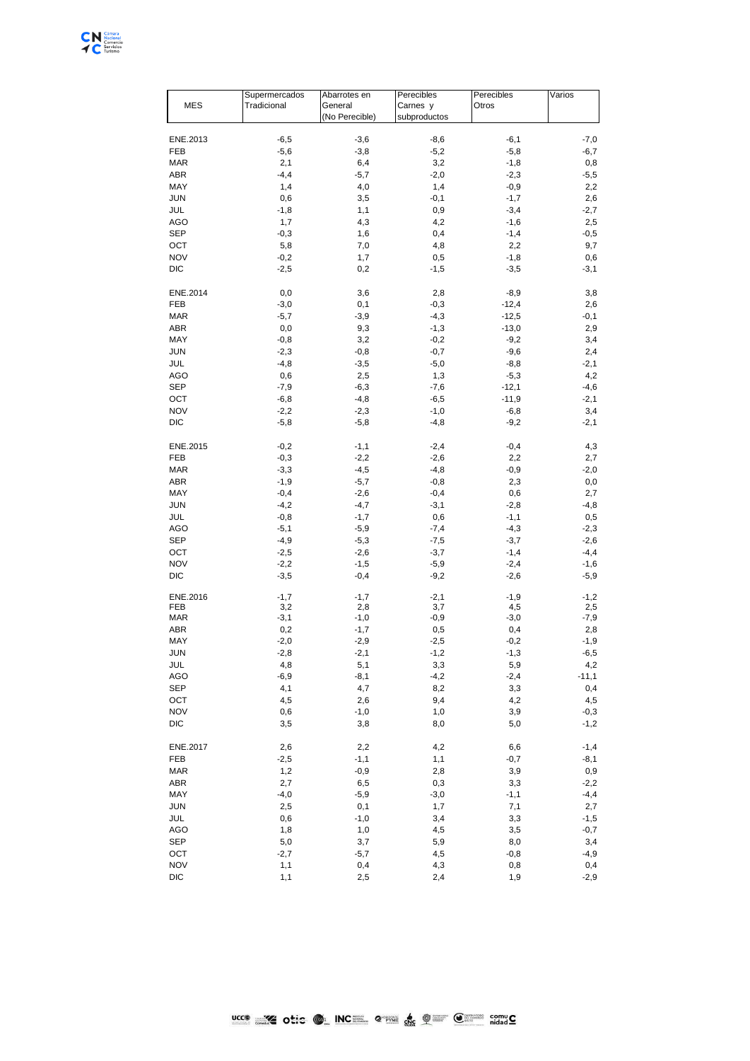| MES | Supermercados Tradicional | Abarrotes en General (No Perecible) | Perecibles Carnes y subproductos | Perecibles Otros | Varios |
|---|---|---|---|---|---|
| ENE.2013 | -6,5 | -3,6 | -8,6 | -6,1 | -7,0 |
| FEB | -5,6 | -3,8 | -5,2 | -5,8 | -6,7 |
| MAR | 2,1 | 6,4 | 3,2 | -1,8 | 0,8 |
| ABR | -4,4 | -5,7 | -2,0 | -2,3 | -5,5 |
| MAY | 1,4 | 4,0 | 1,4 | -0,9 | 2,2 |
| JUN | 0,6 | 3,5 | -0,1 | -1,7 | 2,6 |
| JUL | -1,8 | 1,1 | 0,9 | -3,4 | -2,7 |
| AGO | 1,7 | 4,3 | 4,2 | -1,6 | 2,5 |
| SEP | -0,3 | 1,6 | 0,4 | -1,4 | -0,5 |
| OCT | 5,8 | 7,0 | 4,8 | 2,2 | 9,7 |
| NOV | -0,2 | 1,7 | 0,5 | -1,8 | 0,6 |
| DIC | -2,5 | 0,2 | -1,5 | -3,5 | -3,1 |
| ENE.2014 | 0,0 | 3,6 | 2,8 | -8,9 | 3,8 |
| FEB | -3,0 | 0,1 | -0,3 | -12,4 | 2,6 |
| MAR | -5,7 | -3,9 | -4,3 | -12,5 | -0,1 |
| ABR | 0,0 | 9,3 | -1,3 | -13,0 | 2,9 |
| MAY | -0,8 | 3,2 | -0,2 | -9,2 | 3,4 |
| JUN | -2,3 | -0,8 | -0,7 | -9,6 | 2,4 |
| JUL | -4,8 | -3,5 | -5,0 | -8,8 | -2,1 |
| AGO | 0,6 | 2,5 | 1,3 | -5,3 | 4,2 |
| SEP | -7,9 | -6,3 | -7,6 | -12,1 | -4,6 |
| OCT | -6,8 | -4,8 | -6,5 | -11,9 | -2,1 |
| NOV | -2,2 | -2,3 | -1,0 | -6,8 | 3,4 |
| DIC | -5,8 | -5,8 | -4,8 | -9,2 | -2,1 |
| ENE.2015 | -0,2 | -1,1 | -2,4 | -0,4 | 4,3 |
| FEB | -0,3 | -2,2 | -2,6 | 2,2 | 2,7 |
| MAR | -3,3 | -4,5 | -4,8 | -0,9 | -2,0 |
| ABR | -1,9 | -5,7 | -0,8 | 2,3 | 0,0 |
| MAY | -0,4 | -2,6 | -0,4 | 0,6 | 2,7 |
| JUN | -4,2 | -4,7 | -3,1 | -2,8 | -4,8 |
| JUL | -0,8 | -1,7 | 0,6 | -1,1 | 0,5 |
| AGO | -5,1 | -5,9 | -7,4 | -4,3 | -2,3 |
| SEP | -4,9 | -5,3 | -7,5 | -3,7 | -2,6 |
| OCT | -2,5 | -2,6 | -3,7 | -1,4 | -4,4 |
| NOV | -2,2 | -1,5 | -5,9 | -2,4 | -1,6 |
| DIC | -3,5 | -0,4 | -9,2 | -2,6 | -5,9 |
| ENE.2016 | -1,7 | -1,7 | -2,1 | -1,9 | -1,2 |
| FEB | 3,2 | 2,8 | 3,7 | 4,5 | 2,5 |
| MAR | -3,1 | -1,0 | -0,9 | -3,0 | -7,9 |
| ABR | 0,2 | -1,7 | 0,5 | 0,4 | 2,8 |
| MAY | -2,0 | -2,9 | -2,5 | -0,2 | -1,9 |
| JUN | -2,8 | -2,1 | -1,2 | -1,3 | -6,5 |
| JUL | 4,8 | 5,1 | 3,3 | 5,9 | 4,2 |
| AGO | -6,9 | -8,1 | -4,2 | -2,4 | -11,1 |
| SEP | 4,1 | 4,7 | 8,2 | 3,3 | 0,4 |
| OCT | 4,5 | 2,6 | 9,4 | 4,2 | 4,5 |
| NOV | 0,6 | -1,0 | 1,0 | 3,9 | -0,3 |
| DIC | 3,5 | 3,8 | 8,0 | 5,0 | -1,2 |
| ENE.2017 | 2,6 | 2,2 | 4,2 | 6,6 | -1,4 |
| FEB | -2,5 | -1,1 | 1,1 | -0,7 | -8,1 |
| MAR | 1,2 | -0,9 | 2,8 | 3,9 | 0,9 |
| ABR | 2,7 | 6,5 | 0,3 | 3,3 | -2,2 |
| MAY | -4,0 | -5,9 | -3,0 | -1,1 | -4,4 |
| JUN | 2,5 | 0,1 | 1,7 | 7,1 | 2,7 |
| JUL | 0,6 | -1,0 | 3,4 | 3,3 | -1,5 |
| AGO | 1,8 | 1,0 | 4,5 | 3,5 | -0,7 |
| SEP | 5,0 | 3,7 | 5,9 | 8,0 | 3,4 |
| OCT | -2,7 | -5,7 | 4,5 | -0,8 | -4,9 |
| NOV | 1,1 | 0,4 | 4,3 | 0,8 | 0,4 |
| DIC | 1,1 | 2,5 | 2,4 | 1,9 | -2,9 |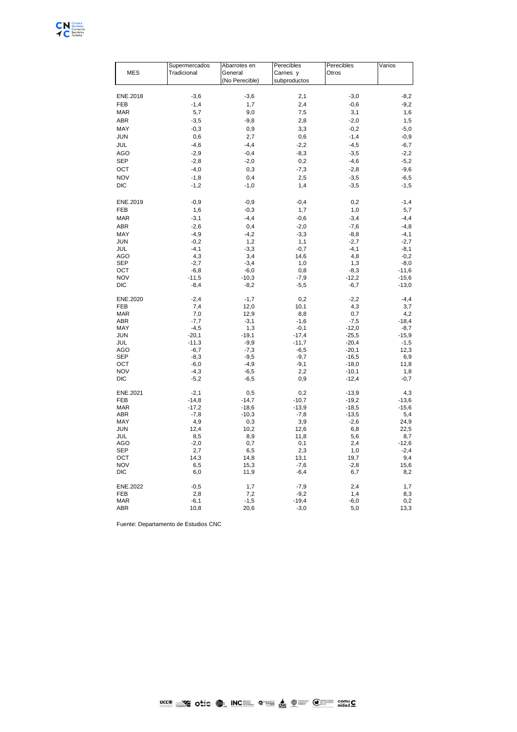| MES | Supermercados Tradicional | Abarrotes en General (No Perecible) | Perecibles Carnes y subproductos | Perecibles Otros | Varios |
|---|---|---|---|---|---|
| ENE.2018 | -3,6 | -3,6 | 2,1 | -3,0 | -8,2 |
| FEB | -1,4 | 1,7 | 2,4 | -0,6 | -9,2 |
| MAR | 5,7 | 9,0 | 7,5 | 3,1 | 1,6 |
| ABR | -3,5 | -9,8 | 2,8 | -2,0 | 1,5 |
| MAY | -0,3 | 0,9 | 3,3 | -0,2 | -5,0 |
| JUN | 0,6 | 2,7 | 0,6 | -1,4 | -0,9 |
| JUL | -4,6 | -4,4 | -2,2 | -4,5 | -6,7 |
| AGO | -2,9 | -0,4 | -8,3 | -3,5 | -2,2 |
| SEP | -2,8 | -2,0 | 0,2 | -4,6 | -5,2 |
| OCT | -4,0 | 0,3 | -7,3 | -2,8 | -9,6 |
| NOV | -1,8 | 0,4 | 2,5 | -3,5 | -6,5 |
| DIC | -1,2 | -1,0 | 1,4 | -3,5 | -1,5 |
| ENE.2019 | -0,9 | -0,9 | -0,4 | 0,2 | -1,4 |
| FEB | 1,6 | -0,3 | 1,7 | 1,0 | 5,7 |
| MAR | -3,1 | -4,4 | -0,6 | -3,4 | -4,4 |
| ABR | -2,6 | 0,4 | -2,0 | -7,6 | -4,8 |
| MAY | -4,9 | -4,2 | -3,3 | -8,8 | -4,1 |
| JUN | -0,2 | 1,2 | 1,1 | -2,7 | -2,7 |
| JUL | -4,1 | -3,3 | -0,7 | -4,1 | -8,1 |
| AGO | 4,3 | 3,4 | 14,6 | 4,8 | -0,2 |
| SEP | -2,7 | -3,4 | 1,0 | 1,3 | -8,0 |
| OCT | -6,8 | -6,0 | 0,8 | -8,3 | -11,6 |
| NOV | -11,5 | -10,3 | -7,9 | -12,2 | -15,6 |
| DIC | -8,4 | -8,2 | -5,5 | -6,7 | -13,0 |
| ENE.2020 | -2,4 | -1,7 | 0,2 | -2,2 | -4,4 |
| FEB | 7,4 | 12,0 | 10,1 | 4,3 | 3,7 |
| MAR | 7,0 | 12,9 | 8,8 | 0,7 | 4,2 |
| ABR | -7,7 | -3,1 | -1,6 | -7,5 | -18,4 |
| MAY | -4,5 | 1,3 | -0,1 | -12,0 | -8,7 |
| JUN | -20,1 | -19,1 | -17,4 | -25,5 | -15,9 |
| JUL | -11,3 | -9,9 | -11,7 | -20,4 | -1,5 |
| AGO | -6,7 | -7,3 | -6,5 | -20,1 | 12,3 |
| SEP | -8,3 | -9,5 | -9,7 | -16,5 | 6,9 |
| OCT | -6,0 | -4,9 | -9,1 | -18,0 | 11,8 |
| NOV | -4,3 | -6,5 | 2,2 | -10,1 | 1,8 |
| DIC | -5,2 | -6,5 | 0,9 | -12,4 | -0,7 |
| ENE.2021 | -2,1 | 0,5 | 0,2 | -13,9 | 4,3 |
| FEB | -14,8 | -14,7 | -10,7 | -19,2 | -13,6 |
| MAR | -17,2 | -18,6 | -13,9 | -18,5 | -15,6 |
| ABR | -7,8 | -10,3 | -7,8 | -13,5 | 5,4 |
| MAY | 4,9 | 0,3 | 3,9 | -2,6 | 24,9 |
| JUN | 12,4 | 10,2 | 12,6 | 6,8 | 22,5 |
| JUL | 8,5 | 8,9 | 11,8 | 5,6 | 8,7 |
| AGO | -2,0 | 0,7 | 0,1 | 2,4 | -12,6 |
| SEP | 2,7 | 6,5 | 2,3 | 1,0 | -2,4 |
| OCT | 14,3 | 14,8 | 13,1 | 19,7 | 9,4 |
| NOV | 6,5 | 15,3 | -7,6 | -2,8 | 15,6 |
| DIC | 6,0 | 11,9 | -6,4 | 6,7 | 8,2 |
| ENE.2022 | -0,5 | 1,7 | -7,9 | 2,4 | 1,7 |
| FEB | 2,8 | 7,2 | -9,2 | 1,4 | 8,3 |
| MAR | -6,1 | -1,5 | -19,4 | -6,0 | 0,2 |
| ABR | 10,8 | 20,6 | -3,0 | 5,0 | 13,3 |

Fuente: Departamento de Estudios CNC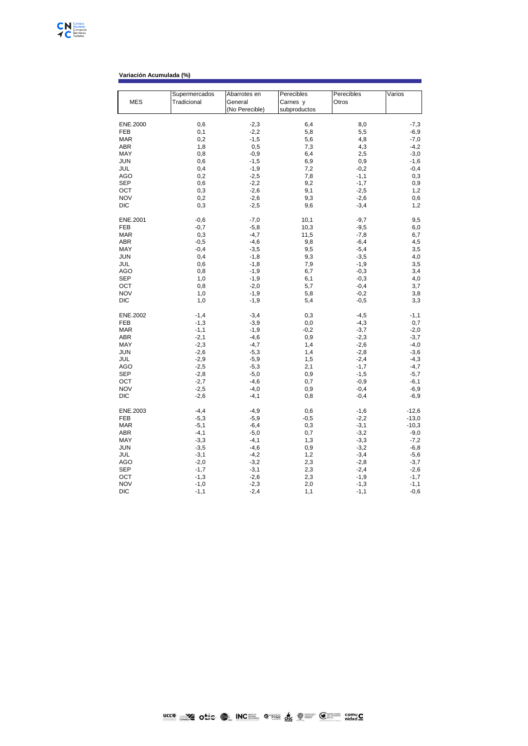**Variación Acumulada (%)**

| MES | Supermercados Tradicional | Abarrotes en General (No Perecible) | Perecibles Carnes y subproductos | Perecibles Otros | Varios |
|---|---|---|---|---|---|
| ENE.2000 | 0,6 | -2,3 | 6,4 | 8,0 | -7,3 |
| FEB | 0,1 | -2,2 | 5,8 | 5,5 | -6,9 |
| MAR | 0,2 | -1,5 | 5,6 | 4,8 | -7,0 |
| ABR | 1,8 | 0,5 | 7,3 | 4,3 | -4,2 |
| MAY | 0,8 | -0,9 | 6,4 | 2,5 | -3,0 |
| JUN | 0,6 | -1,5 | 6,9 | 0,9 | -1,6 |
| JUL | 0,4 | -1,9 | 7,2 | -0,2 | -0,4 |
| AGO | 0,2 | -2,5 | 7,8 | -1,1 | 0,3 |
| SEP | 0,6 | -2,2 | 9,2 | -1,7 | 0,9 |
| OCT | 0,3 | -2,6 | 9,1 | -2,5 | 1,2 |
| NOV | 0,2 | -2,6 | 9,3 | -2,6 | 0,6 |
| DIC | 0,3 | -2,5 | 9,6 | -3,4 | 1,2 |
| ENE.2001 | -0,6 | -7,0 | 10,1 | -9,7 | 9,5 |
| FEB | -0,7 | -5,8 | 10,3 | -9,5 | 6,0 |
| MAR | 0,3 | -4,7 | 11,5 | -7,8 | 6,7 |
| ABR | -0,5 | -4,6 | 9,8 | -6,4 | 4,5 |
| MAY | -0,4 | -3,5 | 9,5 | -5,4 | 3,5 |
| JUN | 0,4 | -1,8 | 9,3 | -3,5 | 4,0 |
| JUL | 0,6 | -1,8 | 7,9 | -1,9 | 3,5 |
| AGO | 0,8 | -1,9 | 6,7 | -0,3 | 3,4 |
| SEP | 1,0 | -1,9 | 6,1 | -0,3 | 4,0 |
| OCT | 0,8 | -2,0 | 5,7 | -0,4 | 3,7 |
| NOV | 1,0 | -1,9 | 5,8 | -0,2 | 3,8 |
| DIC | 1,0 | -1,9 | 5,4 | -0,5 | 3,3 |
| ENE.2002 | -1,4 | -3,4 | 0,3 | -4,5 | -1,1 |
| FEB | -1,3 | -3,9 | 0,0 | -4,3 | 0,7 |
| MAR | -1,1 | -1,9 | -0,2 | -3,7 | -2,0 |
| ABR | -2,1 | -4,6 | 0,9 | -2,3 | -3,7 |
| MAY | -2,3 | -4,7 | 1,4 | -2,6 | -4,0 |
| JUN | -2,6 | -5,3 | 1,4 | -2,8 | -3,6 |
| JUL | -2,9 | -5,9 | 1,5 | -2,4 | -4,3 |
| AGO | -2,5 | -5,3 | 2,1 | -1,7 | -4,7 |
| SEP | -2,8 | -5,0 | 0,9 | -1,5 | -5,7 |
| OCT | -2,7 | -4,6 | 0,7 | -0,9 | -6,1 |
| NOV | -2,5 | -4,0 | 0,9 | -0,4 | -6,9 |
| DIC | -2,6 | -4,1 | 0,8 | -0,4 | -6,9 |
| ENE.2003 | -4,4 | -4,9 | 0,6 | -1,6 | -12,6 |
| FEB | -5,3 | -5,9 | -0,5 | -2,2 | -13,0 |
| MAR | -5,1 | -6,4 | 0,3 | -3,1 | -10,3 |
| ABR | -4,1 | -5,0 | 0,7 | -3,2 | -9,0 |
| MAY | -3,3 | -4,1 | 1,3 | -3,3 | -7,2 |
| JUN | -3,5 | -4,6 | 0,9 | -3,2 | -6,8 |
| JUL | -3,1 | -4,2 | 1,2 | -3,4 | -5,6 |
| AGO | -2,0 | -3,2 | 2,3 | -2,8 | -3,7 |
| SEP | -1,7 | -3,1 | 2,3 | -2,4 | -2,6 |
| OCT | -1,3 | -2,6 | 2,3 | -1,9 | -1,7 |
| NOV | -1,0 | -2,3 | 2,0 | -1,3 | -1,1 |
| DIC | -1,1 | -2,4 | 1,1 | -1,1 | -0,6 |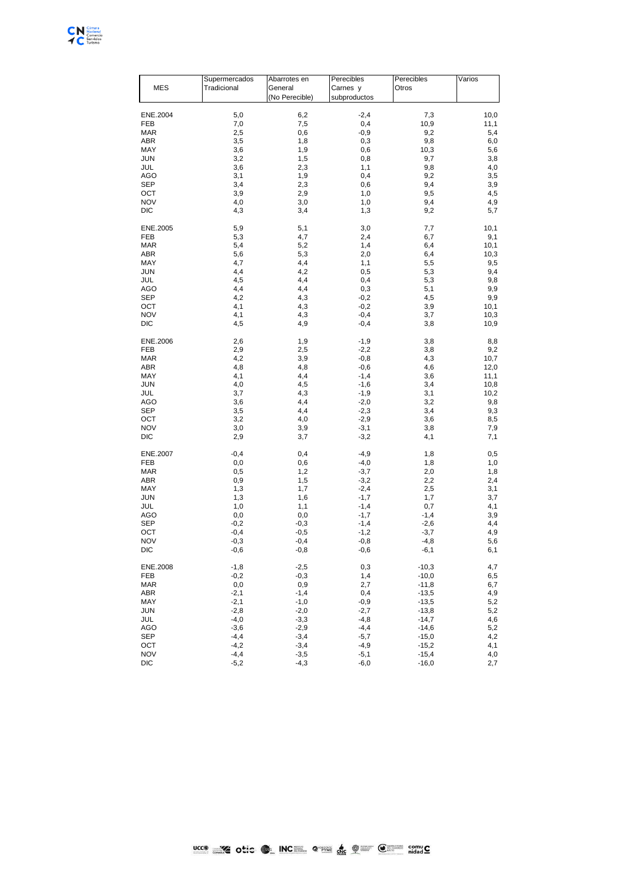| MES | Supermercados Tradicional | Abarrotes en General (No Perecible) | Perecibles Carnes y subproductos | Perecibles Otros | Varios |
|---|---|---|---|---|---|
| ENE.2004 | 5,0 | 6,2 | -2,4 | 7,3 | 10,0 |
| FEB | 7,0 | 7,5 | 0,4 | 10,9 | 11,1 |
| MAR | 2,5 | 0,6 | -0,9 | 9,2 | 5,4 |
| ABR | 3,5 | 1,8 | 0,3 | 9,8 | 6,0 |
| MAY | 3,6 | 1,9 | 0,6 | 10,3 | 5,6 |
| JUN | 3,2 | 1,5 | 0,8 | 9,7 | 3,8 |
| JUL | 3,6 | 2,3 | 1,1 | 9,8 | 4,0 |
| AGO | 3,1 | 1,9 | 0,4 | 9,2 | 3,5 |
| SEP | 3,4 | 2,3 | 0,6 | 9,4 | 3,9 |
| OCT | 3,9 | 2,9 | 1,0 | 9,5 | 4,5 |
| NOV | 4,0 | 3,0 | 1,0 | 9,4 | 4,9 |
| DIC | 4,3 | 3,4 | 1,3 | 9,2 | 5,7 |
| ENE.2005 | 5,9 | 5,1 | 3,0 | 7,7 | 10,1 |
| FEB | 5,3 | 4,7 | 2,4 | 6,7 | 9,1 |
| MAR | 5,4 | 5,2 | 1,4 | 6,4 | 10,1 |
| ABR | 5,6 | 5,3 | 2,0 | 6,4 | 10,3 |
| MAY | 4,7 | 4,4 | 1,1 | 5,5 | 9,5 |
| JUN | 4,4 | 4,2 | 0,5 | 5,3 | 9,4 |
| JUL | 4,5 | 4,4 | 0,4 | 5,3 | 9,8 |
| AGO | 4,4 | 4,4 | 0,3 | 5,1 | 9,9 |
| SEP | 4,2 | 4,3 | -0,2 | 4,5 | 9,9 |
| OCT | 4,1 | 4,3 | -0,2 | 3,9 | 10,1 |
| NOV | 4,1 | 4,3 | -0,4 | 3,7 | 10,3 |
| DIC | 4,5 | 4,9 | -0,4 | 3,8 | 10,9 |
| ENE.2006 | 2,6 | 1,9 | -1,9 | 3,8 | 8,8 |
| FEB | 2,9 | 2,5 | -2,2 | 3,8 | 9,2 |
| MAR | 4,2 | 3,9 | -0,8 | 4,3 | 10,7 |
| ABR | 4,8 | 4,8 | -0,6 | 4,6 | 12,0 |
| MAY | 4,1 | 4,4 | -1,4 | 3,6 | 11,1 |
| JUN | 4,0 | 4,5 | -1,6 | 3,4 | 10,8 |
| JUL | 3,7 | 4,3 | -1,9 | 3,1 | 10,2 |
| AGO | 3,6 | 4,4 | -2,0 | 3,2 | 9,8 |
| SEP | 3,5 | 4,4 | -2,3 | 3,4 | 9,3 |
| OCT | 3,2 | 4,0 | -2,9 | 3,6 | 8,5 |
| NOV | 3,0 | 3,9 | -3,1 | 3,8 | 7,9 |
| DIC | 2,9 | 3,7 | -3,2 | 4,1 | 7,1 |
| ENE.2007 | -0,4 | 0,4 | -4,9 | 1,8 | 0,5 |
| FEB | 0,0 | 0,6 | -4,0 | 1,8 | 1,0 |
| MAR | 0,5 | 1,2 | -3,7 | 2,0 | 1,8 |
| ABR | 0,9 | 1,5 | -3,2 | 2,2 | 2,4 |
| MAY | 1,3 | 1,7 | -2,4 | 2,5 | 3,1 |
| JUN | 1,3 | 1,6 | -1,7 | 1,7 | 3,7 |
| JUL | 1,0 | 1,1 | -1,4 | 0,7 | 4,1 |
| AGO | 0,0 | 0,0 | -1,7 | -1,4 | 3,9 |
| SEP | -0,2 | -0,3 | -1,4 | -2,6 | 4,4 |
| OCT | -0,4 | -0,5 | -1,2 | -3,7 | 4,9 |
| NOV | -0,3 | -0,4 | -0,8 | -4,8 | 5,6 |
| DIC | -0,6 | -0,8 | -0,6 | -6,1 | 6,1 |
| ENE.2008 | -1,8 | -2,5 | 0,3 | -10,3 | 4,7 |
| FEB | -0,2 | -0,3 | 1,4 | -10,0 | 6,5 |
| MAR | 0,0 | 0,9 | 2,7 | -11,8 | 6,7 |
| ABR | -2,1 | -1,4 | 0,4 | -13,5 | 4,9 |
| MAY | -2,1 | -1,0 | -0,9 | -13,5 | 5,2 |
| JUN | -2,8 | -2,0 | -2,7 | -13,8 | 5,2 |
| JUL | -4,0 | -3,3 | -4,8 | -14,7 | 4,6 |
| AGO | -3,6 | -2,9 | -4,4 | -14,6 | 5,2 |
| SEP | -4,4 | -3,4 | -5,7 | -15,0 | 4,2 |
| OCT | -4,2 | -3,4 | -4,9 | -15,2 | 4,1 |
| NOV | -4,4 | -3,5 | -5,1 | -15,4 | 4,0 |
| DIC | -5,2 | -4,3 | -6,0 | -16,0 | 2,7 |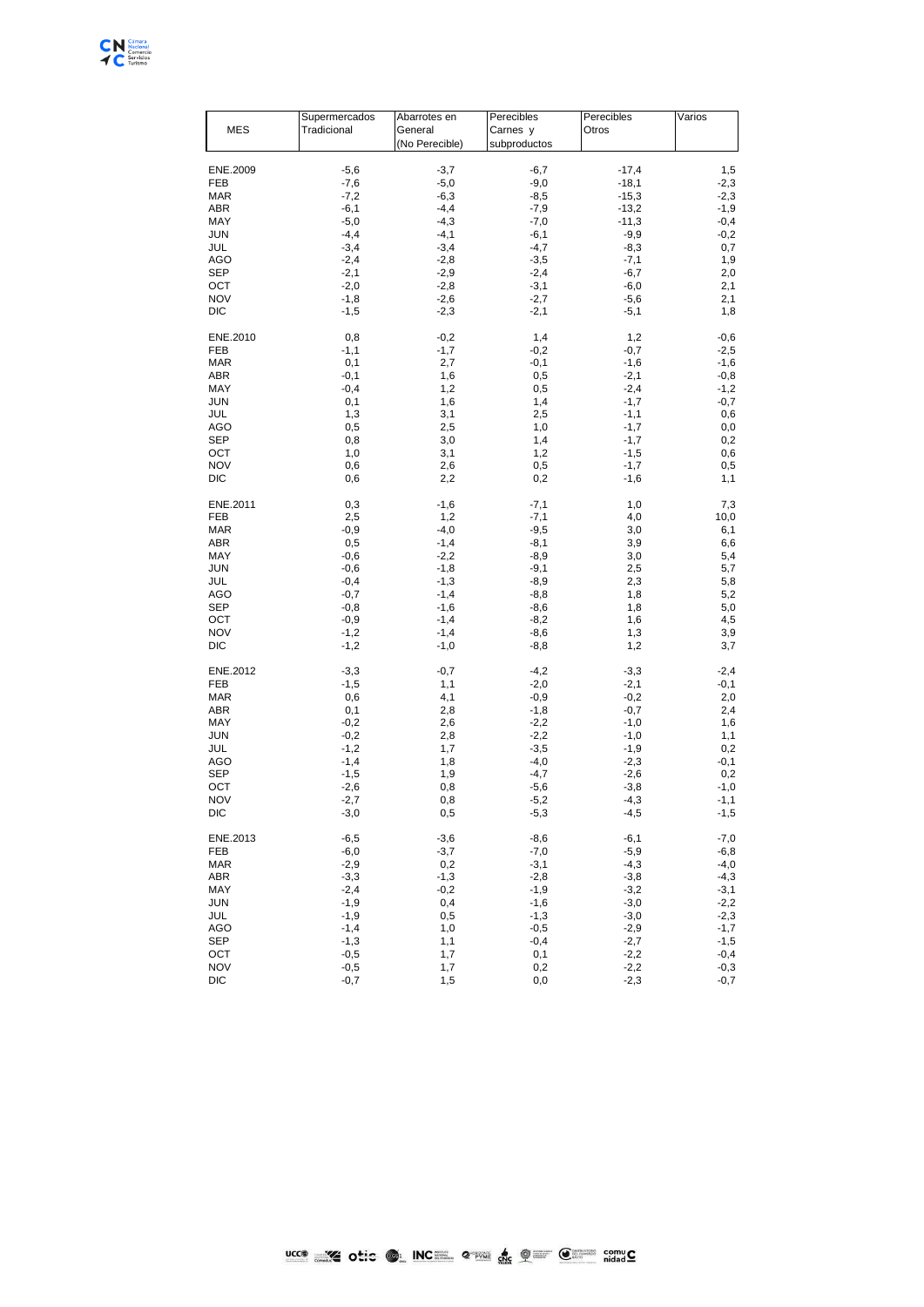| MES | Supermercados Tradicional | Abarrotes en General (No Perecible) | Perecibles Carnes y subproductos | Perecibles Otros | Varios |
|---|---|---|---|---|---|
| ENE.2009 | -5,6 | -3,7 | -6,7 | -17,4 | 1,5 |
| FEB | -7,6 | -5,0 | -9,0 | -18,1 | -2,3 |
| MAR | -7,2 | -6,3 | -8,5 | -15,3 | -2,3 |
| ABR | -6,1 | -4,4 | -7,9 | -13,2 | -1,9 |
| MAY | -5,0 | -4,3 | -7,0 | -11,3 | -0,4 |
| JUN | -4,4 | -4,1 | -6,1 | -9,9 | -0,2 |
| JUL | -3,4 | -3,4 | -4,7 | -8,3 | 0,7 |
| AGO | -2,4 | -2,8 | -3,5 | -7,1 | 1,9 |
| SEP | -2,1 | -2,9 | -2,4 | -6,7 | 2,0 |
| OCT | -2,0 | -2,8 | -3,1 | -6,0 | 2,1 |
| NOV | -1,8 | -2,6 | -2,7 | -5,6 | 2,1 |
| DIC | -1,5 | -2,3 | -2,1 | -5,1 | 1,8 |
| ENE.2010 | 0,8 | -0,2 | 1,4 | 1,2 | -0,6 |
| FEB | -1,1 | -1,7 | -0,2 | -0,7 | -2,5 |
| MAR | 0,1 | 2,7 | -0,1 | -1,6 | -1,6 |
| ABR | -0,1 | 1,6 | 0,5 | -2,1 | -0,8 |
| MAY | -0,4 | 1,2 | 0,5 | -2,4 | -1,2 |
| JUN | 0,1 | 1,6 | 1,4 | -1,7 | -0,7 |
| JUL | 1,3 | 3,1 | 2,5 | -1,1 | 0,6 |
| AGO | 0,5 | 2,5 | 1,0 | -1,7 | 0,0 |
| SEP | 0,8 | 3,0 | 1,4 | -1,7 | 0,2 |
| OCT | 1,0 | 3,1 | 1,2 | -1,5 | 0,6 |
| NOV | 0,6 | 2,6 | 0,5 | -1,7 | 0,5 |
| DIC | 0,6 | 2,2 | 0,2 | -1,6 | 1,1 |
| ENE.2011 | 0,3 | -1,6 | -7,1 | 1,0 | 7,3 |
| FEB | 2,5 | 1,2 | -7,1 | 4,0 | 10,0 |
| MAR | -0,9 | -4,0 | -9,5 | 3,0 | 6,1 |
| ABR | 0,5 | -1,4 | -8,1 | 3,9 | 6,6 |
| MAY | -0,6 | -2,2 | -8,9 | 3,0 | 5,4 |
| JUN | -0,6 | -1,8 | -9,1 | 2,5 | 5,7 |
| JUL | -0,4 | -1,3 | -8,9 | 2,3 | 5,8 |
| AGO | -0,7 | -1,4 | -8,8 | 1,8 | 5,2 |
| SEP | -0,8 | -1,6 | -8,6 | 1,8 | 5,0 |
| OCT | -0,9 | -1,4 | -8,2 | 1,6 | 4,5 |
| NOV | -1,2 | -1,4 | -8,6 | 1,3 | 3,9 |
| DIC | -1,2 | -1,0 | -8,8 | 1,2 | 3,7 |
| ENE.2012 | -3,3 | -0,7 | -4,2 | -3,3 | -2,4 |
| FEB | -1,5 | 1,1 | -2,0 | -2,1 | -0,1 |
| MAR | 0,6 | 4,1 | -0,9 | -0,2 | 2,0 |
| ABR | 0,1 | 2,8 | -1,8 | -0,7 | 2,4 |
| MAY | -0,2 | 2,6 | -2,2 | -1,0 | 1,6 |
| JUN | -0,2 | 2,8 | -2,2 | -1,0 | 1,1 |
| JUL | -1,2 | 1,7 | -3,5 | -1,9 | 0,2 |
| AGO | -1,4 | 1,8 | -4,0 | -2,3 | -0,1 |
| SEP | -1,5 | 1,9 | -4,7 | -2,6 | 0,2 |
| OCT | -2,6 | 0,8 | -5,6 | -3,8 | -1,0 |
| NOV | -2,7 | 0,8 | -5,2 | -4,3 | -1,1 |
| DIC | -3,0 | 0,5 | -5,3 | -4,5 | -1,5 |
| ENE.2013 | -6,5 | -3,6 | -8,6 | -6,1 | -7,0 |
| FEB | -6,0 | -3,7 | -7,0 | -5,9 | -6,8 |
| MAR | -2,9 | 0,2 | -3,1 | -4,3 | -4,0 |
| ABR | -3,3 | -1,3 | -2,8 | -3,8 | -4,3 |
| MAY | -2,4 | -0,2 | -1,9 | -3,2 | -3,1 |
| JUN | -1,9 | 0,4 | -1,6 | -3,0 | -2,2 |
| JUL | -1,9 | 0,5 | -1,3 | -3,0 | -2,3 |
| AGO | -1,4 | 1,0 | -0,5 | -2,9 | -1,7 |
| SEP | -1,3 | 1,1 | -0,4 | -2,7 | -1,5 |
| OCT | -0,5 | 1,7 | 0,1 | -2,2 | -0,4 |
| NOV | -0,5 | 1,7 | 0,2 | -2,2 | -0,3 |
| DIC | -0,7 | 1,5 | 0,0 | -2,3 | -0,7 |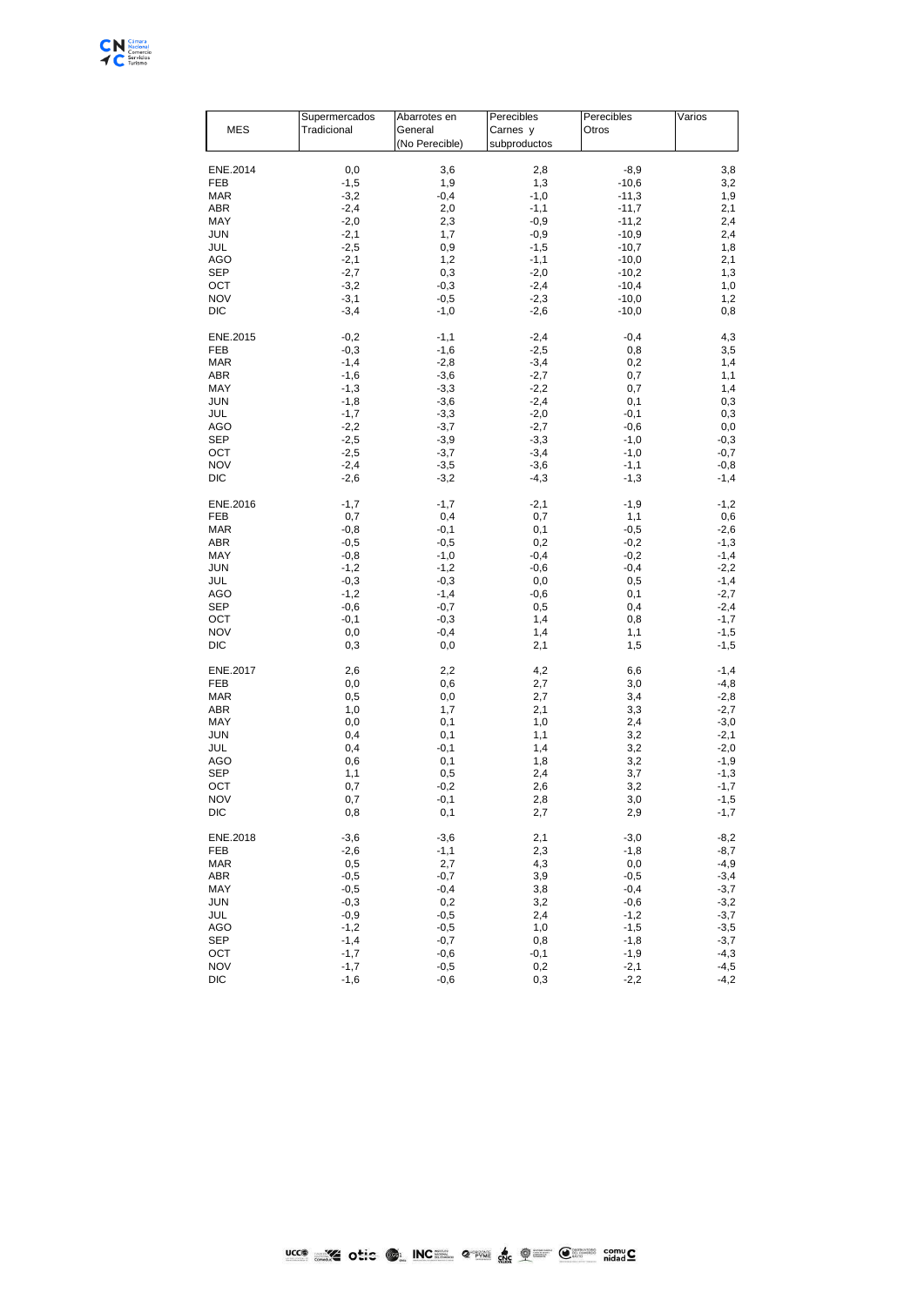| MES | Supermercados Tradicional | Abarrotes en General (No Perecible) | Perecibles Carnes y subproductos | Perecibles Otros | Varios |
|---|---|---|---|---|---|
| ENE.2014 | 0,0 | 3,6 | 2,8 | -8,9 | 3,8 |
| FEB | -1,5 | 1,9 | 1,3 | -10,6 | 3,2 |
| MAR | -3,2 | -0,4 | -1,0 | -11,3 | 1,9 |
| ABR | -2,4 | 2,0 | -1,1 | -11,7 | 2,1 |
| MAY | -2,0 | 2,3 | -0,9 | -11,2 | 2,4 |
| JUN | -2,1 | 1,7 | -0,9 | -10,9 | 2,4 |
| JUL | -2,5 | 0,9 | -1,5 | -10,7 | 1,8 |
| AGO | -2,1 | 1,2 | -1,1 | -10,0 | 2,1 |
| SEP | -2,7 | 0,3 | -2,0 | -10,2 | 1,3 |
| OCT | -3,2 | -0,3 | -2,4 | -10,4 | 1,0 |
| NOV | -3,1 | -0,5 | -2,3 | -10,0 | 1,2 |
| DIC | -3,4 | -1,0 | -2,6 | -10,0 | 0,8 |
| ENE.2015 | -0,2 | -1,1 | -2,4 | -0,4 | 4,3 |
| FEB | -0,3 | -1,6 | -2,5 | 0,8 | 3,5 |
| MAR | -1,4 | -2,8 | -3,4 | 0,2 | 1,4 |
| ABR | -1,6 | -3,6 | -2,7 | 0,7 | 1,1 |
| MAY | -1,3 | -3,3 | -2,2 | 0,7 | 1,4 |
| JUN | -1,8 | -3,6 | -2,4 | 0,1 | 0,3 |
| JUL | -1,7 | -3,3 | -2,0 | -0,1 | 0,3 |
| AGO | -2,2 | -3,7 | -2,7 | -0,6 | 0,0 |
| SEP | -2,5 | -3,9 | -3,3 | -1,0 | -0,3 |
| OCT | -2,5 | -3,7 | -3,4 | -1,0 | -0,7 |
| NOV | -2,4 | -3,5 | -3,6 | -1,1 | -0,8 |
| DIC | -2,6 | -3,2 | -4,3 | -1,3 | -1,4 |
| ENE.2016 | -1,7 | -1,7 | -2,1 | -1,9 | -1,2 |
| FEB | 0,7 | 0,4 | 0,7 | 1,1 | 0,6 |
| MAR | -0,8 | -0,1 | 0,1 | -0,5 | -2,6 |
| ABR | -0,5 | -0,5 | 0,2 | -0,2 | -1,3 |
| MAY | -0,8 | -1,0 | -0,4 | -0,2 | -1,4 |
| JUN | -1,2 | -1,2 | -0,6 | -0,4 | -2,2 |
| JUL | -0,3 | -0,3 | 0,0 | 0,5 | -1,4 |
| AGO | -1,2 | -1,4 | -0,6 | 0,1 | -2,7 |
| SEP | -0,6 | -0,7 | 0,5 | 0,4 | -2,4 |
| OCT | -0,1 | -0,3 | 1,4 | 0,8 | -1,7 |
| NOV | 0,0 | -0,4 | 1,4 | 1,1 | -1,5 |
| DIC | 0,3 | 0,0 | 2,1 | 1,5 | -1,5 |
| ENE.2017 | 2,6 | 2,2 | 4,2 | 6,6 | -1,4 |
| FEB | 0,0 | 0,6 | 2,7 | 3,0 | -4,8 |
| MAR | 0,5 | 0,0 | 2,7 | 3,4 | -2,8 |
| ABR | 1,0 | 1,7 | 2,1 | 3,3 | -2,7 |
| MAY | 0,0 | 0,1 | 1,0 | 2,4 | -3,0 |
| JUN | 0,4 | 0,1 | 1,1 | 3,2 | -2,1 |
| JUL | 0,4 | -0,1 | 1,4 | 3,2 | -2,0 |
| AGO | 0,6 | 0,1 | 1,8 | 3,2 | -1,9 |
| SEP | 1,1 | 0,5 | 2,4 | 3,7 | -1,3 |
| OCT | 0,7 | -0,2 | 2,6 | 3,2 | -1,7 |
| NOV | 0,7 | -0,1 | 2,8 | 3,0 | -1,5 |
| DIC | 0,8 | 0,1 | 2,7 | 2,9 | -1,7 |
| ENE.2018 | -3,6 | -3,6 | 2,1 | -3,0 | -8,2 |
| FEB | -2,6 | -1,1 | 2,3 | -1,8 | -8,7 |
| MAR | 0,5 | 2,7 | 4,3 | 0,0 | -4,9 |
| ABR | -0,5 | -0,7 | 3,9 | -0,5 | -3,4 |
| MAY | -0,5 | -0,4 | 3,8 | -0,4 | -3,7 |
| JUN | -0,3 | 0,2 | 3,2 | -0,6 | -3,2 |
| JUL | -0,9 | -0,5 | 2,4 | -1,2 | -3,7 |
| AGO | -1,2 | -0,5 | 1,0 | -1,5 | -3,5 |
| SEP | -1,4 | -0,7 | 0,8 | -1,8 | -3,7 |
| OCT | -1,7 | -0,6 | -0,1 | -1,9 | -4,3 |
| NOV | -1,7 | -0,5 | 0,2 | -2,1 | -4,5 |
| DIC | -1,6 | -0,6 | 0,3 | -2,2 | -4,2 |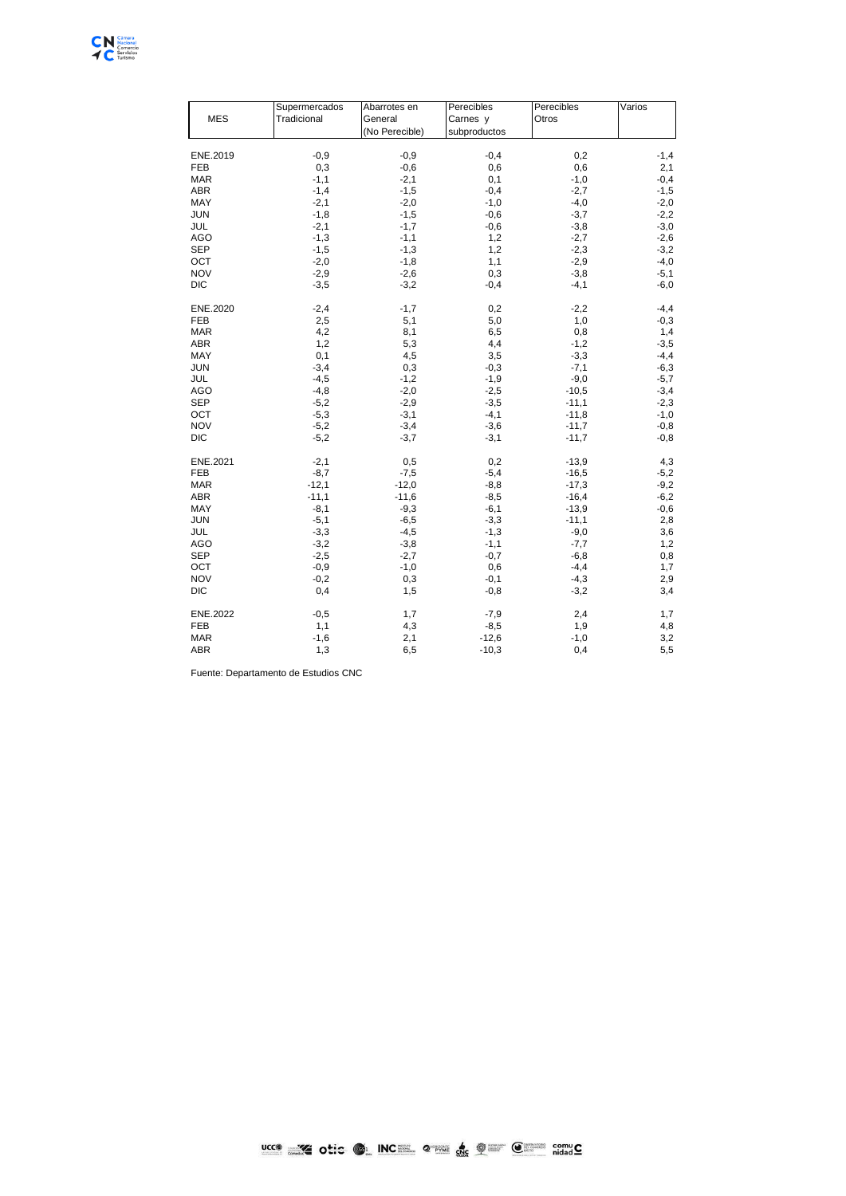| MES | Supermercados Tradicional | Abarrotes en General (No Perecible) | Perecibles Carnes y subproductos | Perecibles Otros | Varios |
|---|---|---|---|---|---|
| ENE.2019 | -0,9 | -0,9 | -0,4 | 0,2 | -1,4 |
| FEB | 0,3 | -0,6 | 0,6 | 0,6 | 2,1 |
| MAR | -1,1 | -2,1 | 0,1 | -1,0 | -0,4 |
| ABR | -1,4 | -1,5 | -0,4 | -2,7 | -1,5 |
| MAY | -2,1 | -2,0 | -1,0 | -4,0 | -2,0 |
| JUN | -1,8 | -1,5 | -0,6 | -3,7 | -2,2 |
| JUL | -2,1 | -1,7 | -0,6 | -3,8 | -3,0 |
| AGO | -1,3 | -1,1 | 1,2 | -2,7 | -2,6 |
| SEP | -1,5 | -1,3 | 1,2 | -2,3 | -3,2 |
| OCT | -2,0 | -1,8 | 1,1 | -2,9 | -4,0 |
| NOV | -2,9 | -2,6 | 0,3 | -3,8 | -5,1 |
| DIC | -3,5 | -3,2 | -0,4 | -4,1 | -6,0 |
| ENE.2020 | -2,4 | -1,7 | 0,2 | -2,2 | -4,4 |
| FEB | 2,5 | 5,1 | 5,0 | 1,0 | -0,3 |
| MAR | 4,2 | 8,1 | 6,5 | 0,8 | 1,4 |
| ABR | 1,2 | 5,3 | 4,4 | -1,2 | -3,5 |
| MAY | 0,1 | 4,5 | 3,5 | -3,3 | -4,4 |
| JUN | -3,4 | 0,3 | -0,3 | -7,1 | -6,3 |
| JUL | -4,5 | -1,2 | -1,9 | -9,0 | -5,7 |
| AGO | -4,8 | -2,0 | -2,5 | -10,5 | -3,4 |
| SEP | -5,2 | -2,9 | -3,5 | -11,1 | -2,3 |
| OCT | -5,3 | -3,1 | -4,1 | -11,8 | -1,0 |
| NOV | -5,2 | -3,4 | -3,6 | -11,7 | -0,8 |
| DIC | -5,2 | -3,7 | -3,1 | -11,7 | -0,8 |
| ENE.2021 | -2,1 | 0,5 | 0,2 | -13,9 | 4,3 |
| FEB | -8,7 | -7,5 | -5,4 | -16,5 | -5,2 |
| MAR | -12,1 | -12,0 | -8,8 | -17,3 | -9,2 |
| ABR | -11,1 | -11,6 | -8,5 | -16,4 | -6,2 |
| MAY | -8,1 | -9,3 | -6,1 | -13,9 | -0,6 |
| JUN | -5,1 | -6,5 | -3,3 | -11,1 | 2,8 |
| JUL | -3,3 | -4,5 | -1,3 | -9,0 | 3,6 |
| AGO | -3,2 | -3,8 | -1,1 | -7,7 | 1,2 |
| SEP | -2,5 | -2,7 | -0,7 | -6,8 | 0,8 |
| OCT | -0,9 | -1,0 | 0,6 | -4,4 | 1,7 |
| NOV | -0,2 | 0,3 | -0,1 | -4,3 | 2,9 |
| DIC | 0,4 | 1,5 | -0,8 | -3,2 | 3,4 |
| ENE.2022 | -0,5 | 1,7 | -7,9 | 2,4 | 1,7 |
| FEB | 1,1 | 4,3 | -8,5 | 1,9 | 4,8 |
| MAR | -1,6 | 2,1 | -12,6 | -1,0 | 3,2 |
| ABR | 1,3 | 6,5 | -10,3 | 0,4 | 5,5 |

Fuente: Departamento de Estudios CNC